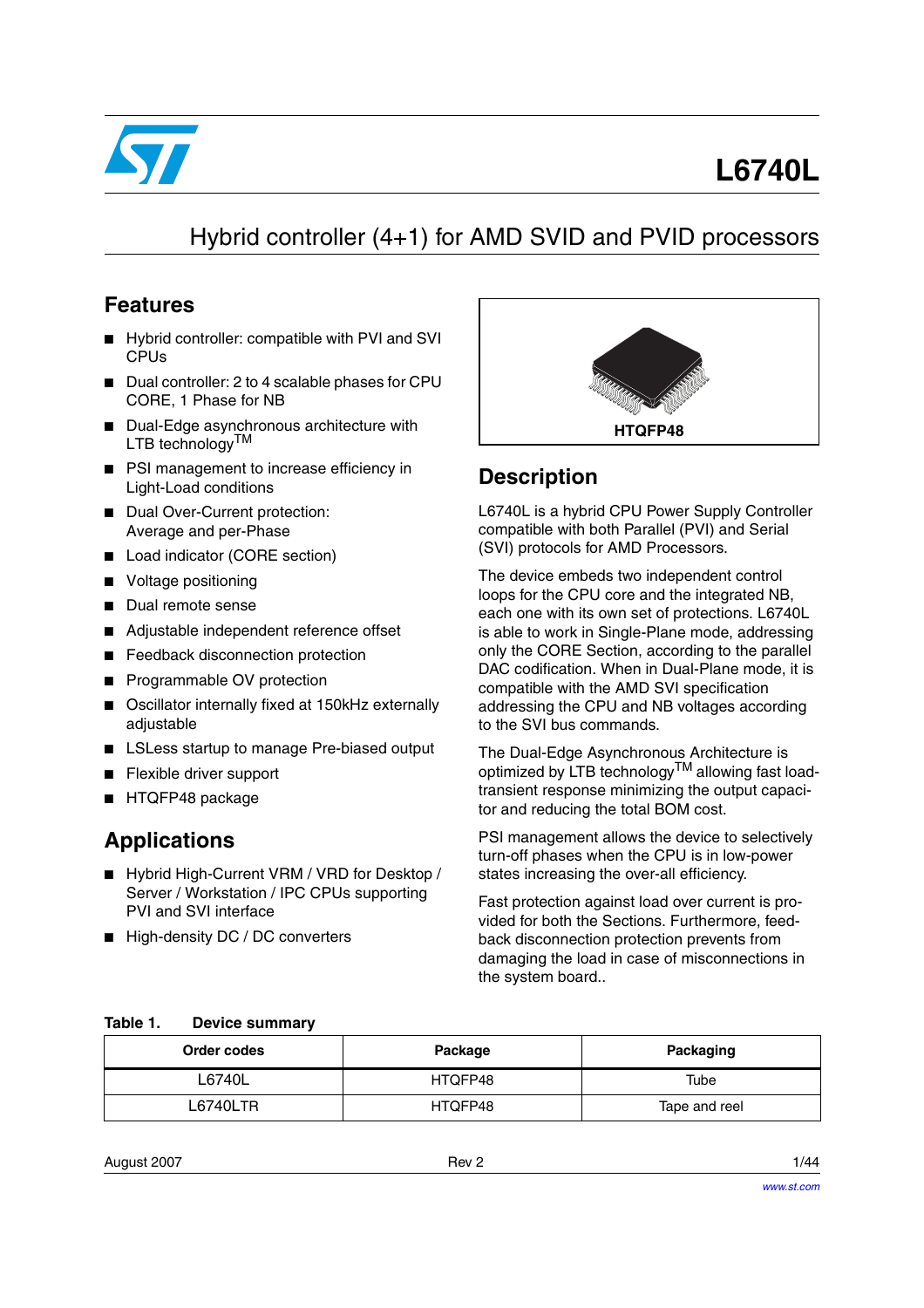# L6740L

## Hybrid controller (4+1) for AMD SVID and PVID processors

## Features

- Hybrid controller: compatible with PVI and SVI CPUs
- Dual controller: 2 to 4 scalable phases for CPU CORE, 1 Phase for NB
- Dual-Edge asynchronous architecture with LTB technology™
- PSI management to increase efficiency in Light-Load conditions
- Dual Over-Current protection: Average and per-Phase
- Load indicator (CORE section)
- Voltage positioning
- Dual remote sense
- Adjustable independent reference offset
- Feedback disconnection protection
- Programmable OV protection
- Oscillator internally fixed at 150kHz externally adjustable
- LSLess startup to manage Pre-biased output
- Flexible driver support
- HTQFP48 package

HTQFP48

## Applications

- Hybrid High-Current VRM / VRD for Desktop / Server / Workstation / IPC CPUs supporting PVI and SVI interface
- High-density DC / DC converters

## Description

L6740L is a hybrid CPU Power Supply Controller compatible with both Parallel (PVI) and Serial (SVI) protocols for AMD Processors.

The device embeds two independent control loops for the CPU core and the integrated NB, each one with its own set of protections. L6740L is able to work in Single-Plane mode, addressing only the CORE Section, according to the parallel DAC codification. When in Dual-Plane mode, it is compatible with the AMD SVI specification addressing the CPU and NB voltages according to the SVI bus commands.

The Dual-Edge Asynchronous Architecture is optimized by LTB technology™ allowing fast load-transient response minimizing the output capacitor and reducing the total BOM cost.

PSI management allows the device to selectively turn-off phases when the CPU is in low-power states increasing the over-all efficiency.

Fast protection against load over current is provided for both the Sections. Furthermore, feedback disconnection protection prevents from damaging the load in case of misconnections in the system board..

**Table 1. Device summary**

| Order codes | Package | Packaging |
|---|---|---|
| L6740L | HTQFP48 | Tube |
| L6740LTR | HTQFP48 | Tape and reel |

August 2007 Rev 2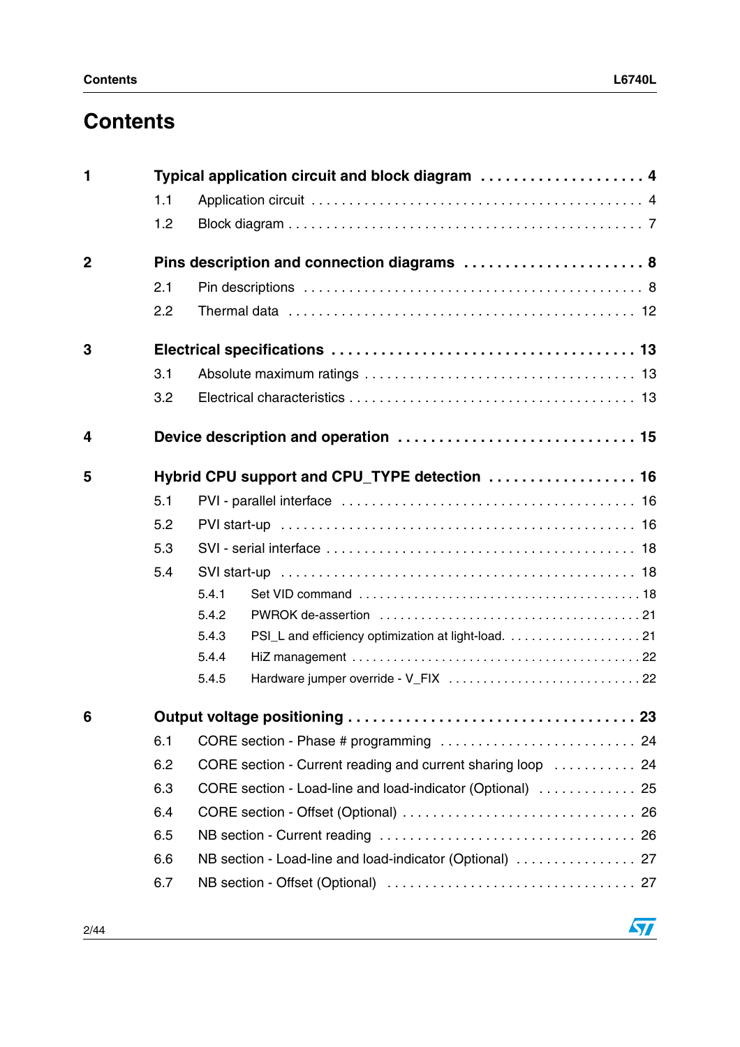# Contents

| | | |
|---|---|---|
| **1** | **Typical application circuit and block diagram** | **4** |
| 1.1 | Application circuit | 4 |
| 1.2 | Block diagram | 7 |
| **2** | **Pins description and connection diagrams** | **8** |
| 2.1 | Pin descriptions | 8 |
| 2.2 | Thermal data | 12 |
| **3** | **Electrical specifications** | **13** |
| 3.1 | Absolute maximum ratings | 13 |
| 3.2 | Electrical characteristics | 13 |
| **4** | **Device description and operation** | **15** |
| **5** | **Hybrid CPU support and CPU_TYPE detection** | **16** |
| 5.1 | PVI - parallel interface | 16 |
| 5.2 | PVI start-up | 16 |
| 5.3 | SVI - serial interface | 18 |
| 5.4 | SVI start-up | 18 |
| 5.4.1 | Set VID command | 18 |
| 5.4.2 | PWROK de-assertion | 21 |
| 5.4.3 | PSI_L and efficiency optimization at light-load. | 21 |
| 5.4.4 | HiZ management | 22 |
| 5.4.5 | Hardware jumper override - V_FIX | 22 |
| **6** | **Output voltage positioning** | **23** |
| 6.1 | CORE section - Phase # programming | 24 |
| 6.2 | CORE section - Current reading and current sharing loop | 24 |
| 6.3 | CORE section - Load-line and load-indicator (Optional) | 25 |
| 6.4 | CORE section - Offset (Optional) | 26 |
| 6.5 | NB section - Current reading | 26 |
| 6.6 | NB section - Load-line and load-indicator (Optional) | 27 |
| 6.7 | NB section - Offset (Optional) | 27 |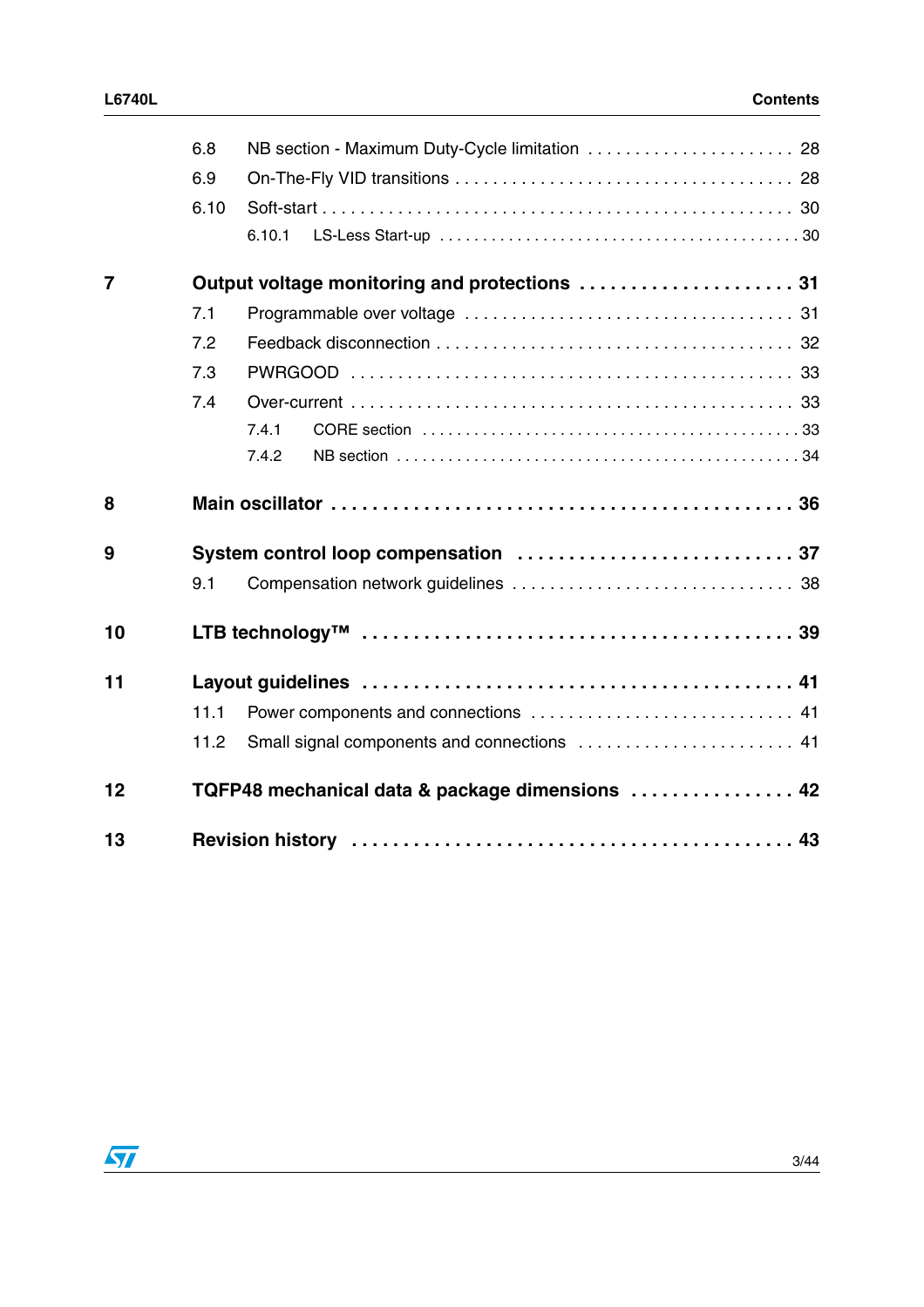6.8 NB section - Maximum Duty-Cycle limitation . . . . . . . . . . . . . . . . . . . . . . 28

6.9 On-The-Fly VID transitions . . . . . . . . . . . . . . . . . . . . . . . . . . . . . . . . . . . 28

6.10 Soft-start . . . . . . . . . . . . . . . . . . . . . . . . . . . . . . . . . . . . . . . . . . . . . . . . . 30

6.10.1 LS-Less Start-up . . . . . . . . . . . . . . . . . . . . . . . . . . . . . . . . . . . . . . . . 30

**7 Output voltage monitoring and protections . . . . . . . . . . . . . . . . . . . . . 31**

7.1 Programmable over voltage . . . . . . . . . . . . . . . . . . . . . . . . . . . . . . . . . . 31

7.2 Feedback disconnection . . . . . . . . . . . . . . . . . . . . . . . . . . . . . . . . . . . . . 32

7.3 PWRGOOD . . . . . . . . . . . . . . . . . . . . . . . . . . . . . . . . . . . . . . . . . . . . . . 33

7.4 Over-current . . . . . . . . . . . . . . . . . . . . . . . . . . . . . . . . . . . . . . . . . . . . . 33

7.4.1 CORE section . . . . . . . . . . . . . . . . . . . . . . . . . . . . . . . . . . . . . . . . . . 33

7.4.2 NB section . . . . . . . . . . . . . . . . . . . . . . . . . . . . . . . . . . . . . . . . . . . . 34

**8 Main oscillator . . . . . . . . . . . . . . . . . . . . . . . . . . . . . . . . . . . . . . . . . . . . 36**

**9 System control loop compensation . . . . . . . . . . . . . . . . . . . . . . . . . . 37**

9.1 Compensation network guidelines . . . . . . . . . . . . . . . . . . . . . . . . . . . . . 38

**10 LTB technology™ . . . . . . . . . . . . . . . . . . . . . . . . . . . . . . . . . . . . . . . . . 39**

**11 Layout guidelines . . . . . . . . . . . . . . . . . . . . . . . . . . . . . . . . . . . . . . . . . 41**

11.1 Power components and connections . . . . . . . . . . . . . . . . . . . . . . . . . . . 41

11.2 Small signal components and connections . . . . . . . . . . . . . . . . . . . . . . . 41

**12 TQFP48 mechanical data & package dimensions . . . . . . . . . . . . . . . . 42**

**13 Revision history . . . . . . . . . . . . . . . . . . . . . . . . . . . . . . . . . . . . . . . . . 43**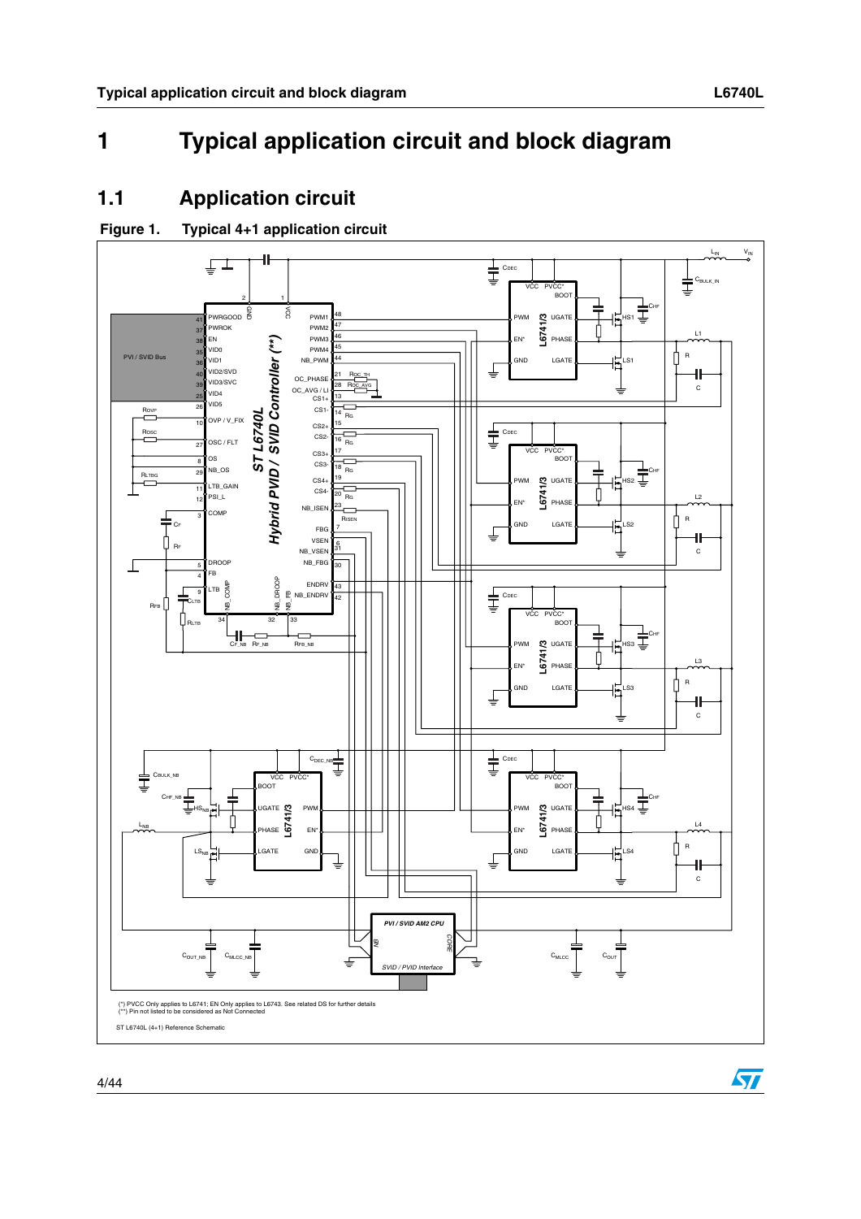# 1 Typical application circuit and block diagram

## 1.1 Application circuit

**Figure 1. Typical 4+1 application circuit**

(*) PVCC Only applies to L6741; EN Only applies to L6743. See related DS for further details
(**) Pin not listed to be considered as Not Connected

ST L6740L (4+1) Reference Schematic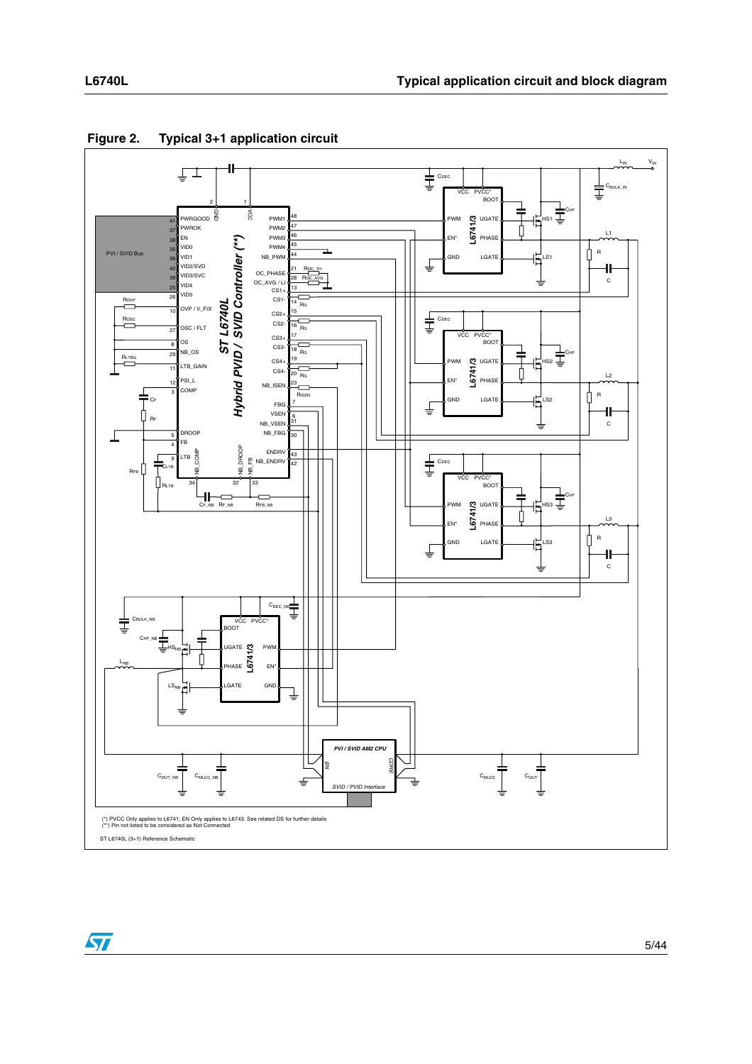## Figure 2. Typical 3+1 application circuit

(*) PVCC Only applies to L6741; EN Only applies to L6743. See related DS for further details
(**) Pin not listed to be considered as Not Connected

ST L6740L (3+1) Reference Schematic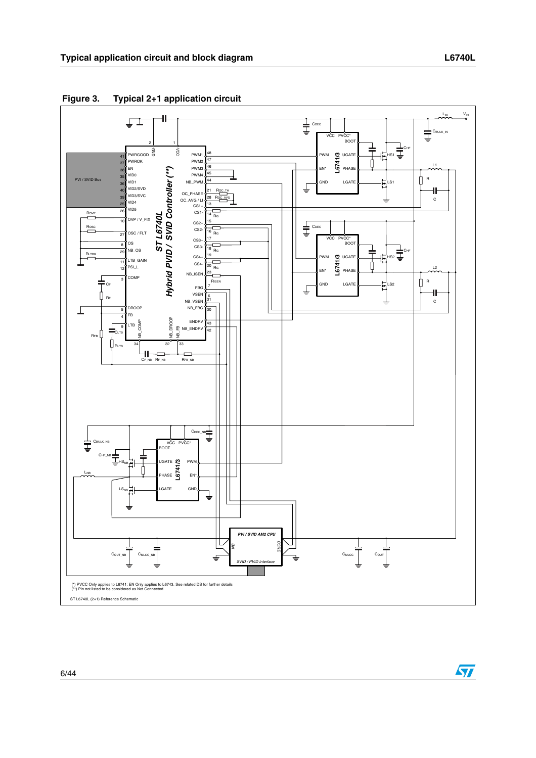## Figure 3. Typical 2+1 application circuit

(*) PVCC Only applies to L6741; EN Only applies to L6743. See related DS for further details
(**) Pin not listed to be considered as Not Connected

ST L6740L (2+1) Reference Schematic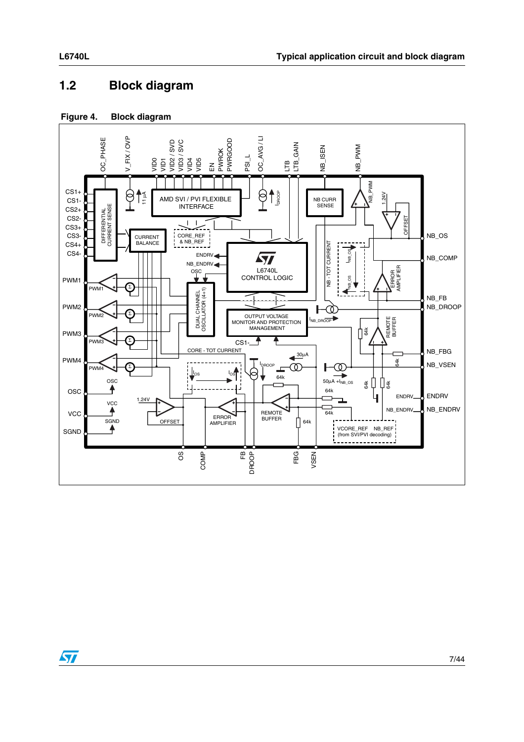## 1.2 Block diagram

**Figure 4. Block diagram**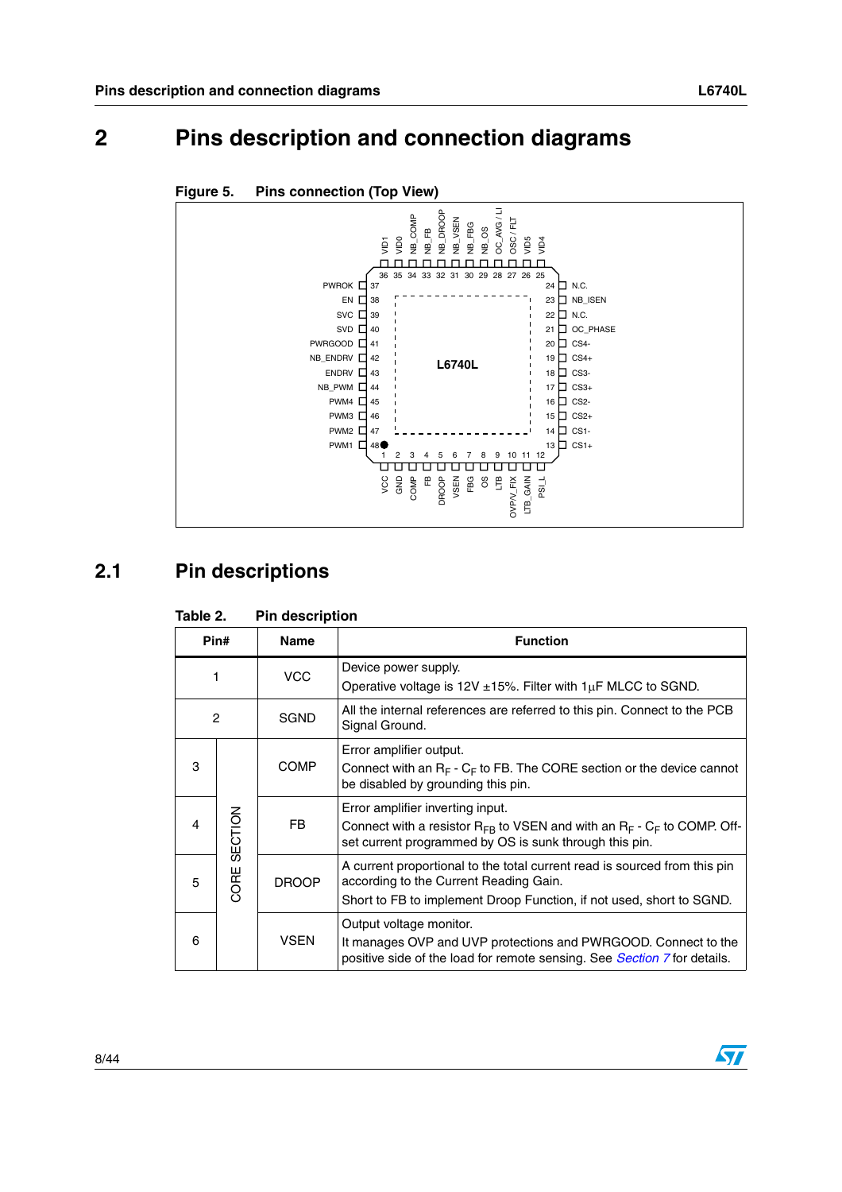# 2 Pins description and connection diagrams

**Figure 5. Pins connection (Top View)**

## 2.1 Pin descriptions

**Table 2. Pin description**

| Pin# | | Name | Function |
|---|---|---|---|
| 1 | | VCC | Device power supply.<br>Operative voltage is 12V ±15%. Filter with 1μF MLCC to SGND. |
| 2 | | SGND | All the internal references are referred to this pin. Connect to the PCB Signal Ground. |
| 3 | CORE SECTION | COMP | Error amplifier output.<br>Connect with an $R_F$ - $C_F$ to FB. The CORE section or the device cannot be disabled by grounding this pin. |
| 4 | CORE SECTION | FB | Error amplifier inverting input.<br>Connect with a resistor $R_{FB}$ to VSEN and with an $R_F$ - $C_F$ to COMP. Off-set current programmed by OS is sunk through this pin. |
| 5 | CORE SECTION | DROOP | A current proportional to the total current read is sourced from this pin according to the Current Reading Gain.<br>Short to FB to implement Droop Function, if not used, short to SGND. |
| 6 | CORE SECTION | VSEN | Output voltage monitor.<br>It manages OVP and UVP protections and PWRGOOD. Connect to the positive side of the load for remote sensing. See *Section 7* for details. |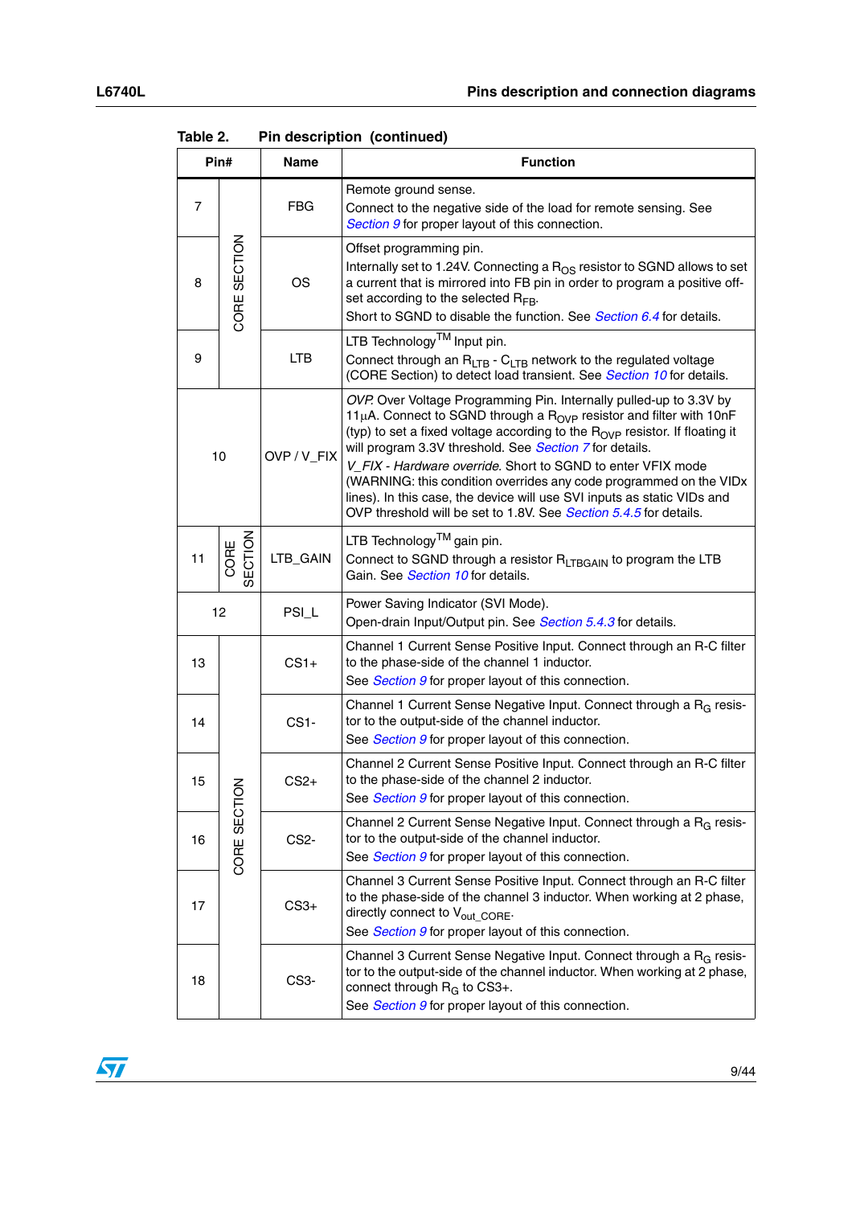Table 2. Pin description (continued)

| Pin# | | Name | Function |
|---|---|---|---|
| 7 | CORE SECTION | FBG | Remote ground sense.<br>Connect to the negative side of the load for remote sensing. See *Section 9* for proper layout of this connection. |
| 8 | CORE SECTION | OS | Offset programming pin.<br>Internally set to 1.24V. Connecting a $R_{OS}$ resistor to SGND allows to set a current that is mirrored into FB pin in order to program a positive offset according to the selected $R_{FB}$.<br>Short to SGND to disable the function. See *Section 6.4* for details. |
| 9 | CORE SECTION | LTB | LTB Technology$^{TM}$ Input pin.<br>Connect through an $R_{LTB}$ - $C_{LTB}$ network to the regulated voltage (CORE Section) to detect load transient. See *Section 10* for details. |
| 10 | | OVP / V_FIX | *OVP.* Over Voltage Programming Pin. Internally pulled-up to 3.3V by 11µA. Connect to SGND through a $R_{OVP}$ resistor and filter with 10nF (typ) to set a fixed voltage according to the $R_{OVP}$ resistor. If floating it will program 3.3V threshold. See *Section 7* for details.<br>*V_FIX - Hardware override.* Short to SGND to enter VFIX mode (WARNING: this condition overrides any code programmed on the VIDx lines). In this case, the device will use SVI inputs as static VIDs and OVP threshold will be set to 1.8V. See *Section 5.4.5* for details. |
| 11 | CORE SECTION | LTB_GAIN | LTB Technology$^{TM}$ gain pin.<br>Connect to SGND through a resistor $R_{LTBGAIN}$ to program the LTB Gain. See *Section 10* for details. |
| 12 | | PSI_L | Power Saving Indicator (SVI Mode).<br>Open-drain Input/Output pin. See *Section 5.4.3* for details. |
| 13 | CORE SECTION | CS1+ | Channel 1 Current Sense Positive Input. Connect through an R-C filter to the phase-side of the channel 1 inductor.<br>See *Section 9* for proper layout of this connection. |
| 14 | CORE SECTION | CS1- | Channel 1 Current Sense Negative Input. Connect through a $R_G$ resistor to the output-side of the channel inductor.<br>See *Section 9* for proper layout of this connection. |
| 15 | CORE SECTION | CS2+ | Channel 2 Current Sense Positive Input. Connect through an R-C filter to the phase-side of the channel 2 inductor.<br>See *Section 9* for proper layout of this connection. |
| 16 | CORE SECTION | CS2- | Channel 2 Current Sense Negative Input. Connect through a $R_G$ resistor to the output-side of the channel inductor.<br>See *Section 9* for proper layout of this connection. |
| 17 | CORE SECTION | CS3+ | Channel 3 Current Sense Positive Input. Connect through an R-C filter to the phase-side of the channel 3 inductor. When working at 2 phase, directly connect to $V_{out\_CORE}$.<br>See *Section 9* for proper layout of this connection. |
| 18 | CORE SECTION | CS3- | Channel 3 Current Sense Negative Input. Connect through a $R_G$ resistor to the output-side of the channel inductor. When working at 2 phase, connect through $R_G$ to CS3+.<br>See *Section 9* for proper layout of this connection. |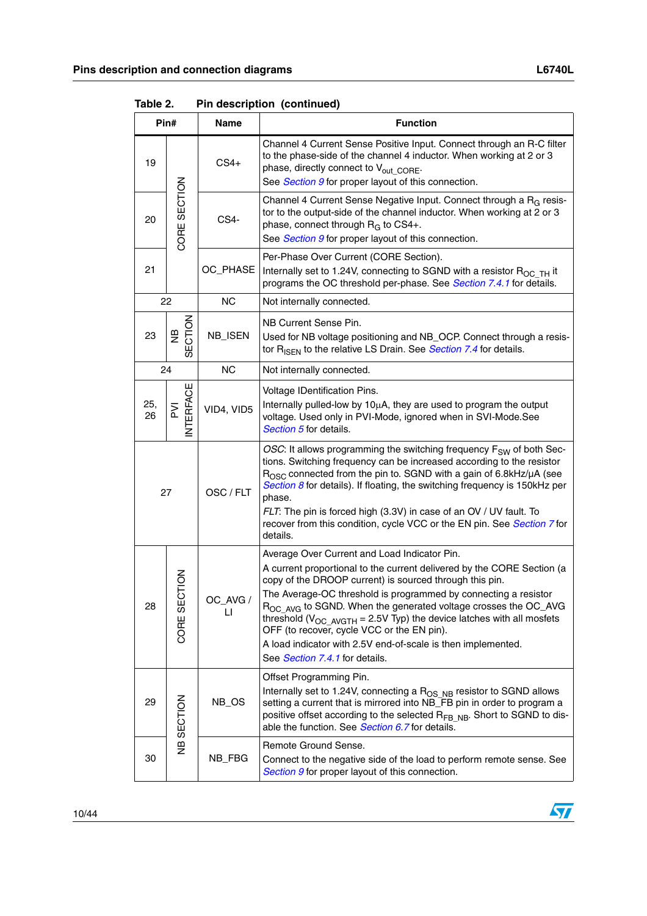**Table 2. Pin description (continued)**

| Pin# | | Name | Function |
|---|---|---|---|
| 19 | CORE SECTION | CS4+ | Channel 4 Current Sense Positive Input. Connect through an R-C filter to the phase-side of the channel 4 inductor. When working at 2 or 3 phase, directly connect to $V_{out\_CORE}$. See Section 9 for proper layout of this connection. |
| 20 | CORE SECTION | CS4- | Channel 4 Current Sense Negative Input. Connect through a $R_G$ resistor to the output-side of the channel inductor. When working at 2 or 3 phase, connect through $R_G$ to CS4+. See Section 9 for proper layout of this connection. |
| 21 | CORE SECTION | OC_PHASE | Per-Phase Over Current (CORE Section). Internally set to 1.24V, connecting to SGND with a resistor $R_{OC\_TH}$ it programs the OC threshold per-phase. See Section 7.4.1 for details. |
| 22 | | NC | Not internally connected. |
| 23 | NB SECTION | NB_ISEN | NB Current Sense Pin. Used for NB voltage positioning and NB_OCP. Connect through a resistor $R_{ISEN}$ to the relative LS Drain. See Section 7.4 for details. |
| 24 | | NC | Not internally connected. |
| 25, 26 | PVI INTERFACE | VID4, VID5 | Voltage IDentification Pins. Internally pulled-low by 10µA, they are used to program the output voltage. Used only in PVI-Mode, ignored when in SVI-Mode.See Section 5 for details. |
| 27 | | OSC / FLT | *OSC*: It allows programming the switching frequency $F_{SW}$ of both Sections. Switching frequency can be increased according to the resistor $R_{OSC}$ connected from the pin to. SGND with a gain of 6.8kHz/µA (see Section 8 for details). If floating, the switching frequency is 150kHz per phase. *FLT*: The pin is forced high (3.3V) in case of an OV / UV fault. To recover from this condition, cycle VCC or the EN pin. See Section 7 for details. |
| 28 | CORE SECTION | OC_AVG / LI | Average Over Current and Load Indicator Pin. A current proportional to the current delivered by the CORE Section (a copy of the DROOP current) is sourced through this pin. The Average-OC threshold is programmed by connecting a resistor $R_{OC\_AVG}$ to SGND. When the generated voltage crosses the OC_AVG threshold ($V_{OC\_AVGTH}$ = 2.5V Typ) the device latches with all mosfets OFF (to recover, cycle VCC or the EN pin). A load indicator with 2.5V end-of-scale is then implemented. See Section 7.4.1 for details. |
| 29 | NB SECTION | NB_OS | Offset Programming Pin. Internally set to 1.24V, connecting a $R_{OS\_NB}$ resistor to SGND allows setting a current that is mirrored into NB_FB pin in order to program a positive offset according to the selected $R_{FB\_NB}$. Short to SGND to disable the function. See Section 6.7 for details. |
| 30 | NB SECTION | NB_FBG | Remote Ground Sense. Connect to the negative side of the load to perform remote sense. See Section 9 for proper layout of this connection. |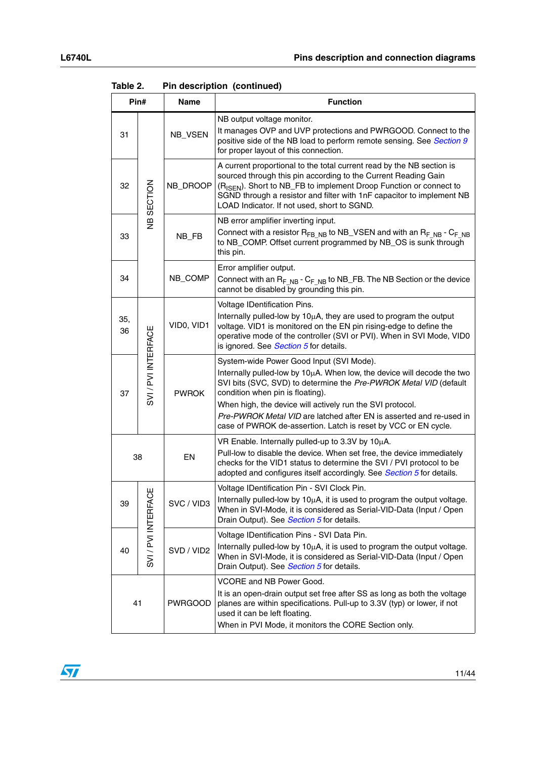Table 2. Pin description (continued)

| Pin# | | Name | Function |
|---|---|---|---|
| 31 | NB SECTION | NB_VSEN | NB output voltage monitor.<br>It manages OVP and UVP protections and PWRGOOD. Connect to the positive side of the NB load to perform remote sensing. See *Section 9* for proper layout of this connection. |
| 32 | NB SECTION | NB_DROOP | A current proportional to the total current read by the NB section is sourced through this pin according to the Current Reading Gain ($R_{ISEN}$). Short to NB_FB to implement Droop Function or connect to SGND through a resistor and filter with 1nF capacitor to implement NB LOAD Indicator. If not used, short to SGND. |
| 33 | NB SECTION | NB_FB | NB error amplifier inverting input.<br>Connect with a resistor $R_{FB\_NB}$ to NB_VSEN and with an $R_{F\_NB}$ - $C_{F\_NB}$ to NB_COMP. Offset current programmed by NB_OS is sunk through this pin. |
| 34 | NB SECTION | NB_COMP | Error amplifier output.<br>Connect with an $R_{F\_NB}$ - $C_{F\_NB}$ to NB_FB. The NB Section or the device cannot be disabled by grounding this pin. |
| 35, 36 | SVI / PVI INTERFACE | VID0, VID1 | Voltage IDentification Pins.<br>Internally pulled-low by 10µA, they are used to program the output voltage. VID1 is monitored on the EN pin rising-edge to define the operative mode of the controller (SVI or PVI). When in SVI Mode, VID0 is ignored. See *Section 5* for details. |
| 37 | SVI / PVI INTERFACE | PWROK | System-wide Power Good Input (SVI Mode).<br>Internally pulled-low by 10µA. When low, the device will decode the two SVI bits (SVC, SVD) to determine the *Pre-PWROK Metal VID* (default condition when pin is floating).<br>When high, the device will actively run the SVI protocol.<br>*Pre-PWROK Metal VID* are latched after EN is asserted and re-used in case of PWROK de-assertion. Latch is reset by VCC or EN cycle. |
| 38 | | EN | VR Enable. Internally pulled-up to 3.3V by 10µA.<br>Pull-low to disable the device. When set free, the device immediately checks for the VID1 status to determine the SVI / PVI protocol to be adopted and configures itself accordingly. See *Section 5* for details. |
| 39 | SVI / PVI INTERFACE | SVC / VID3 | Voltage IDentification Pin - SVI Clock Pin.<br>Internally pulled-low by 10µA, it is used to program the output voltage. When in SVI-Mode, it is considered as Serial-VID-Data (Input / Open Drain Output). See *Section 5* for details. |
| 40 | SVI / PVI INTERFACE | SVD / VID2 | Voltage IDentification Pins - SVI Data Pin.<br>Internally pulled-low by 10µA, it is used to program the output voltage. When in SVI-Mode, it is considered as Serial-VID-Data (Input / Open Drain Output). See *Section 5* for details. |
| 41 | | PWRGOOD | VCORE and NB Power Good.<br>It is an open-drain output set free after SS as long as both the voltage planes are within specifications. Pull-up to 3.3V (typ) or lower, if not used it can be left floating.<br>When in PVI Mode, it monitors the CORE Section only. |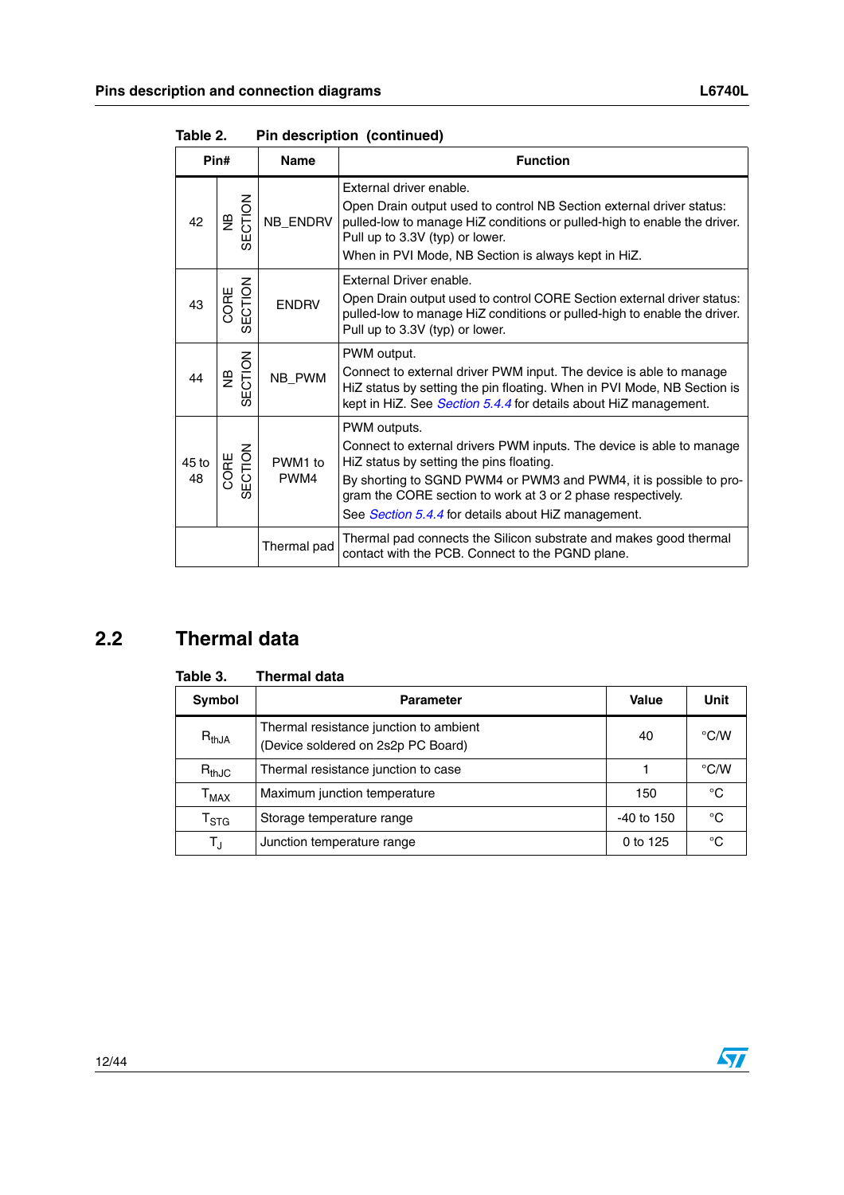Table 2. Pin description (continued)

| Pin# | | Name | Function |
|---|---|---|---|
| 42 | NB SECTION | NB_ENDRV | External driver enable.<br>Open Drain output used to control NB Section external driver status: pulled-low to manage HiZ conditions or pulled-high to enable the driver. Pull up to 3.3V (typ) or lower.<br>When in PVI Mode, NB Section is always kept in HiZ. |
| 43 | CORE SECTION | ENDRV | External Driver enable.<br>Open Drain output used to control CORE Section external driver status: pulled-low to manage HiZ conditions or pulled-high to enable the driver. Pull up to 3.3V (typ) or lower. |
| 44 | NB SECTION | NB_PWM | PWM output.<br>Connect to external driver PWM input. The device is able to manage HiZ status by setting the pin floating. When in PVI Mode, NB Section is kept in HiZ. See *Section 5.4.4* for details about HiZ management. |
| 45 to 48 | CORE SECTION | PWM1 to PWM4 | PWM outputs.<br>Connect to external drivers PWM inputs. The device is able to manage HiZ status by setting the pins floating.<br>By shorting to SGND PWM4 or PWM3 and PWM4, it is possible to program the CORE section to work at 3 or 2 phase respectively.<br>See *Section 5.4.4* for details about HiZ management. |
| | | Thermal pad | Thermal pad connects the Silicon substrate and makes good thermal contact with the PCB. Connect to the PGND plane. |

## 2.2 Thermal data

Table 3. Thermal data

| Symbol | Parameter | Value | Unit |
|---|---|---|---|
| $R_{thJA}$ | Thermal resistance junction to ambient (Device soldered on 2s2p PC Board) | 40 | °C/W |
| $R_{thJC}$ | Thermal resistance junction to case | 1 | °C/W |
| $T_{MAX}$ | Maximum junction temperature | 150 | °C |
| $T_{STG}$ | Storage temperature range | -40 to 150 | °C |
| $T_J$ | Junction temperature range | 0 to 125 | °C |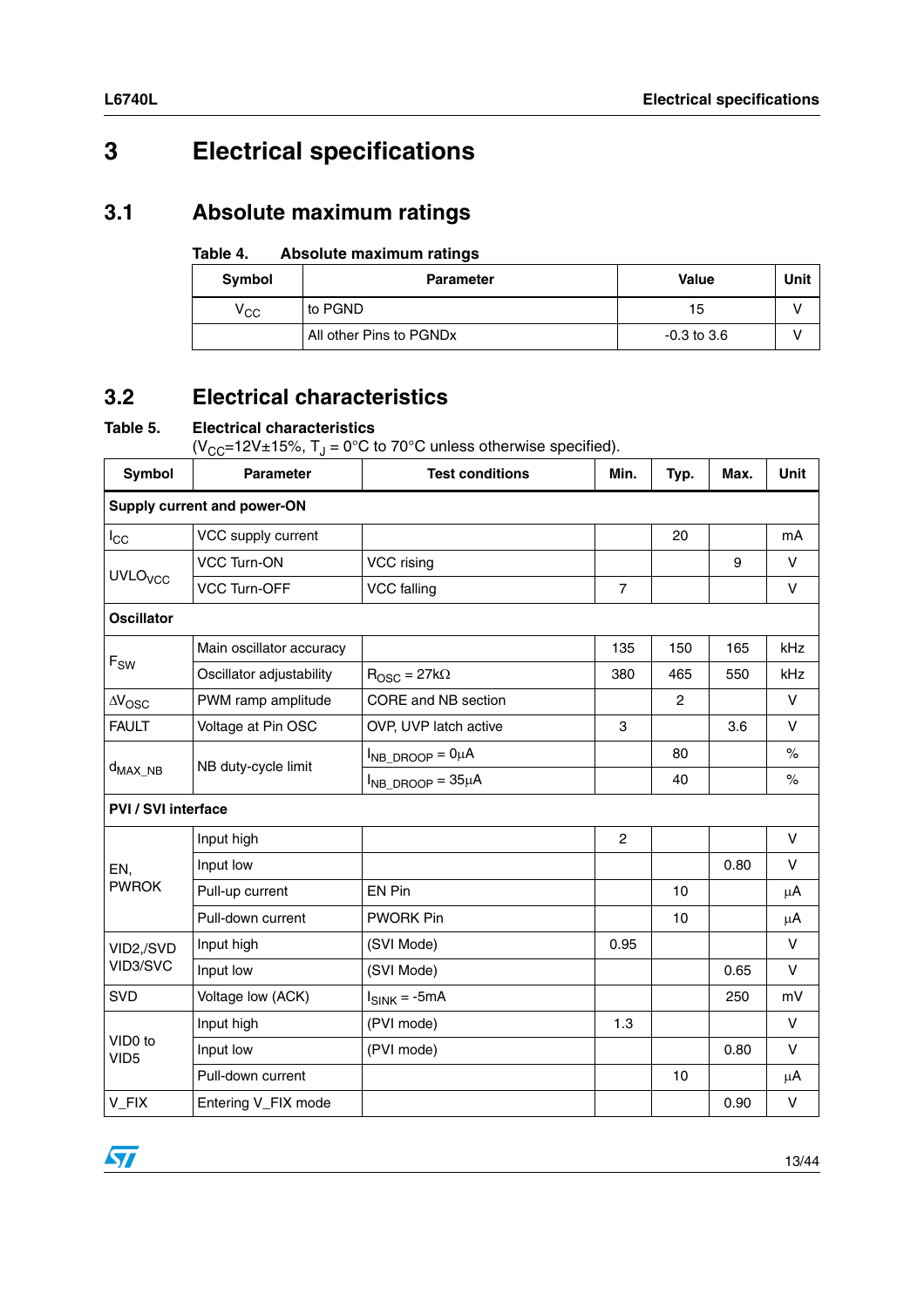# 3 Electrical specifications

## 3.1 Absolute maximum ratings

Table 4. Absolute maximum ratings

| Symbol | Parameter | Value | Unit |
|---|---|---|---|
| $V_{CC}$ | to PGND | 15 | V |
| | All other Pins to PGNDx | -0.3 to 3.6 | V |

## 3.2 Electrical characteristics

Table 5. Electrical characteristics
($V_{CC}$=12V±15%, $T_J$ = 0°C to 70°C unless otherwise specified).

| Symbol | Parameter | Test conditions | Min. | Typ. | Max. | Unit |
|---|---|---|---|---|---|---|
| **Supply current and power-ON** | | | | | | |
| $I_{CC}$ | VCC supply current | | | 20 | | mA |
| $UVLO_{VCC}$ | VCC Turn-ON | VCC rising | | | 9 | V |
| | VCC Turn-OFF | VCC falling | 7 | | | V |
| **Oscillator** | | | | | | |
| $F_{SW}$ | Main oscillator accuracy | | 135 | 150 | 165 | kHz |
| | Oscillator adjustability | $R_{OSC}$ = 27kΩ | 380 | 465 | 550 | kHz |
| $\Delta V_{OSC}$ | PWM ramp amplitude | CORE and NB section | | 2 | | V |
| FAULT | Voltage at Pin OSC | OVP, UVP latch active | 3 | | 3.6 | V |
| $d_{MAX\_NB}$ | NB duty-cycle limit | $I_{NB\_DROOP}$ = 0µA | | 80 | | % |
| | | $I_{NB\_DROOP}$ = 35µA | | 40 | | % |
| **PVI / SVI interface** | | | | | | |
| EN, PWROK | Input high | | 2 | | | V |
| | Input low | | | | 0.80 | V |
| | Pull-up current | EN Pin | | 10 | | µA |
| | Pull-down current | PWORK Pin | | 10 | | µA |
| VID2,/SVD VID3/SVC | Input high | (SVI Mode) | 0.95 | | | V |
| | Input low | (SVI Mode) | | | 0.65 | V |
| SVD | Voltage low (ACK) | $I_{SINK}$ = -5mA | | | 250 | mV |
| VID0 to VID5 | Input high | (PVI mode) | 1.3 | | | V |
| | Input low | (PVI mode) | | | 0.80 | V |
| | Pull-down current | | | 10 | | µA |
| V_FIX | Entering V_FIX mode | | | | 0.90 | V |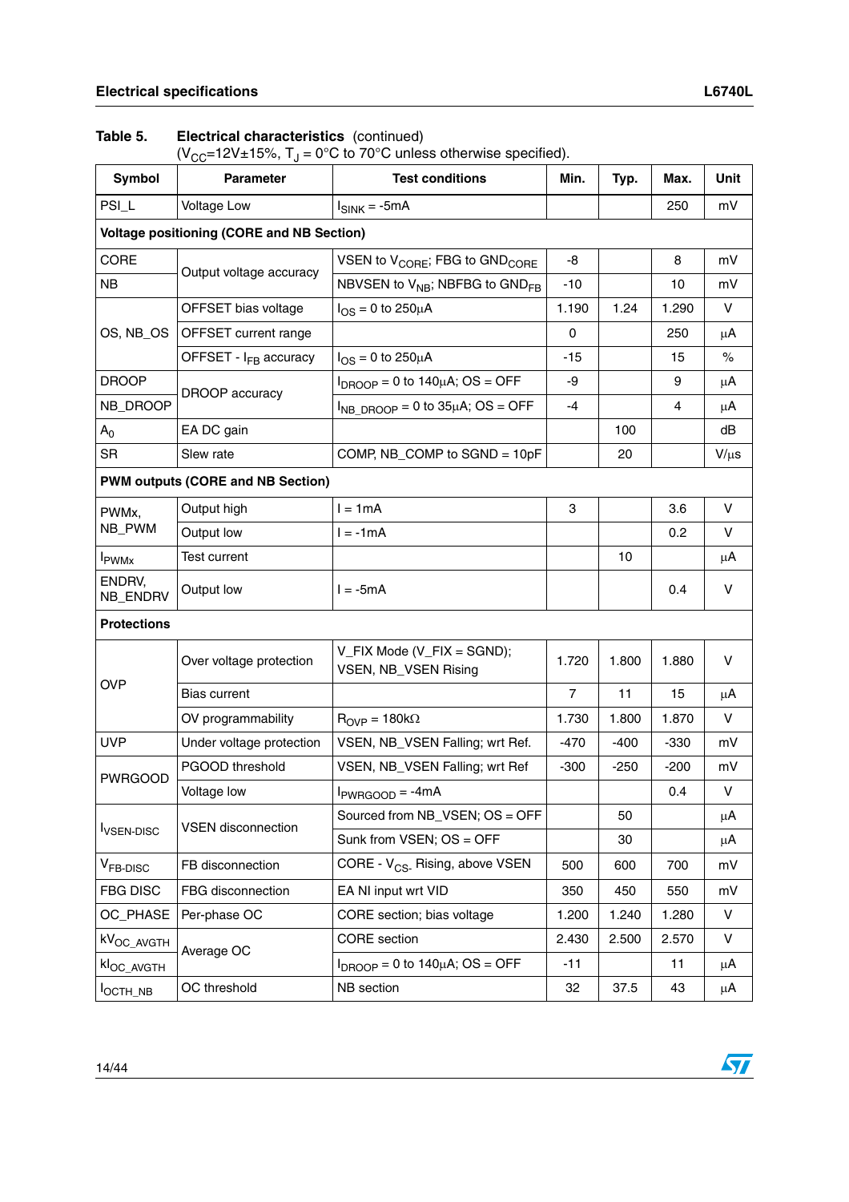Table 5. **Electrical characteristics** (continued)
($V_{CC}$=12V±15%, $T_J$ = 0°C to 70°C unless otherwise specified).

| Symbol | Parameter | Test conditions | Min. | Typ. | Max. | Unit |
|---|---|---|---|---|---|---|
| PSI_L | Voltage Low | $I_{SINK}$ = -5mA | | | 250 | mV |
| **Voltage positioning (CORE and NB Section)** | | | | | | |
| CORE | Output voltage accuracy | VSEN to $V_{CORE}$; FBG to $GND_{CORE}$ | -8 | | 8 | mV |
| NB | | NBVSEN to $V_{NB}$; NBFBG to $GND_{FB}$ | -10 | | 10 | mV |
| OS, NB_OS | OFFSET bias voltage | $I_{OS}$ = 0 to 250µA | 1.190 | 1.24 | 1.290 | V |
| | OFFSET current range | | 0 | | 250 | µA |
| | OFFSET - $I_{FB}$ accuracy | $I_{OS}$ = 0 to 250µA | -15 | | 15 | % |
| DROOP | DROOP accuracy | $I_{DROOP}$ = 0 to 140µA; OS = OFF | -9 | | 9 | µA |
| NB_DROOP | | $I_{NB\_DROOP}$ = 0 to 35µA; OS = OFF | -4 | | 4 | µA |
| $A_0$ | EA DC gain | | | 100 | | dB |
| SR | Slew rate | COMP, NB_COMP to SGND = 10pF | | 20 | | V/µs |
| **PWM outputs (CORE and NB Section)** | | | | | | |
| PWMx, NB_PWM | Output high | I = 1mA | 3 | | 3.6 | V |
| | Output low | I = -1mA | | | 0.2 | V |
| $I_{PWMx}$ | Test current | | | 10 | | µA |
| ENDRV, NB_ENDRV | Output low | I = -5mA | | | 0.4 | V |
| **Protections** | | | | | | |
| OVP | Over voltage protection | V_FIX Mode (V_FIX = SGND); VSEN, NB_VSEN Rising | 1.720 | 1.800 | 1.880 | V |
| | Bias current | | 7 | 11 | 15 | µA |
| | OV programmability | $R_{OVP}$ = 180kΩ | 1.730 | 1.800 | 1.870 | V |
| UVP | Under voltage protection | VSEN, NB_VSEN Falling; wrt Ref. | -470 | -400 | -330 | mV |
| PWRGOOD | PGOOD threshold | VSEN, NB_VSEN Falling; wrt Ref | -300 | -250 | -200 | mV |
| | Voltage low | $I_{PWRGOOD}$ = -4mA | | | 0.4 | V |
| $I_{VSEN\text{-}DISC}$ | VSEN disconnection | Sourced from NB_VSEN; OS = OFF | | 50 | | µA |
| | | Sunk from VSEN; OS = OFF | | 30 | | µA |
| $V_{FB\text{-}DISC}$ | FB disconnection | CORE - $V_{CS-}$ Rising, above VSEN | 500 | 600 | 700 | mV |
| FBG DISC | FBG disconnection | EA NI input wrt VID | 350 | 450 | 550 | mV |
| OC_PHASE | Per-phase OC | CORE section; bias voltage | 1.200 | 1.240 | 1.280 | V |
| $kV_{OC\_AVGTH}$ | Average OC | CORE section | 2.430 | 2.500 | 2.570 | V |
| $kI_{OC\_AVGTH}$ | | $I_{DROOP}$ = 0 to 140µA; OS = OFF | -11 | | 11 | µA |
| $I_{OCTH\_NB}$ | OC threshold | NB section | 32 | 37.5 | 43 | µA |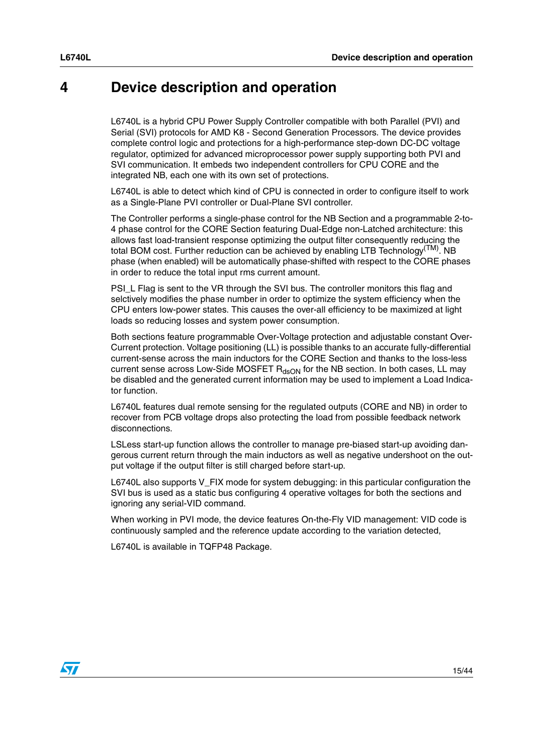# 4 Device description and operation

L6740L is a hybrid CPU Power Supply Controller compatible with both Parallel (PVI) and Serial (SVI) protocols for AMD K8 - Second Generation Processors. The device provides complete control logic and protections for a high-performance step-down DC-DC voltage regulator, optimized for advanced microprocessor power supply supporting both PVI and SVI communication. It embeds two independent controllers for CPU CORE and the integrated NB, each one with its own set of protections.

L6740L is able to detect which kind of CPU is connected in order to configure itself to work as a Single-Plane PVI controller or Dual-Plane SVI controller.

The Controller performs a single-phase control for the NB Section and a programmable 2-to-4 phase control for the CORE Section featuring Dual-Edge non-Latched architecture: this allows fast load-transient response optimizing the output filter consequently reducing the total BOM cost. Further reduction can be achieved by enabling LTB Technology$^{(TM)}$. NB phase (when enabled) will be automatically phase-shifted with respect to the CORE phases in order to reduce the total input rms current amount.

PSI_L Flag is sent to the VR through the SVI bus. The controller monitors this flag and selctively modifies the phase number in order to optimize the system efficiency when the CPU enters low-power states. This causes the over-all efficiency to be maximized at light loads so reducing losses and system power consumption.

Both sections feature programmable Over-Voltage protection and adjustable constant Over-Current protection. Voltage positioning (LL) is possible thanks to an accurate fully-differential current-sense across the main inductors for the CORE Section and thanks to the loss-less current sense across Low-Side MOSFET $R_{dsON}$ for the NB section. In both cases, LL may be disabled and the generated current information may be used to implement a Load Indicator function.

L6740L features dual remote sensing for the regulated outputs (CORE and NB) in order to recover from PCB voltage drops also protecting the load from possible feedback network disconnections.

LSLess start-up function allows the controller to manage pre-biased start-up avoiding dangerous current return through the main inductors as well as negative undershoot on the output voltage if the output filter is still charged before start-up.

L6740L also supports V_FIX mode for system debugging: in this particular configuration the SVI bus is used as a static bus configuring 4 operative voltages for both the sections and ignoring any serial-VID command.

When working in PVI mode, the device features On-the-Fly VID management: VID code is continuously sampled and the reference update according to the variation detected,

L6740L is available in TQFP48 Package.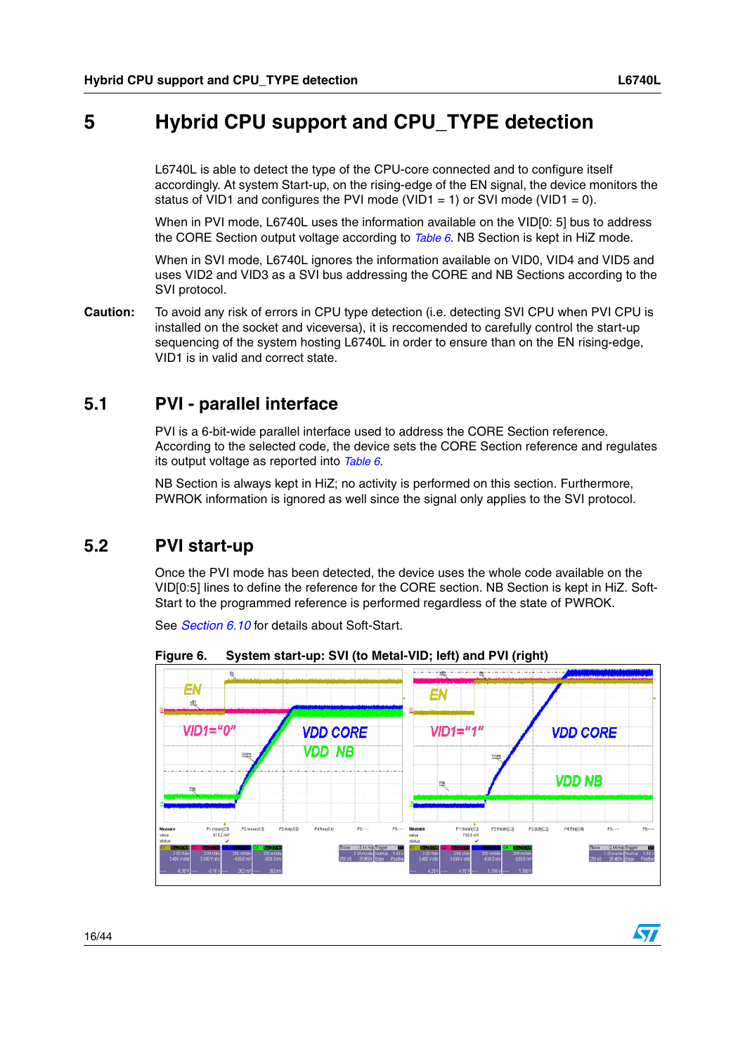# 5 Hybrid CPU support and CPU_TYPE detection

L6740L is able to detect the type of the CPU-core connected and to configure itself accordingly. At system Start-up, on the rising-edge of the EN signal, the device monitors the status of VID1 and configures the PVI mode (VID1 = 1) or SVI mode (VID1 = 0).

When in PVI mode, L6740L uses the information available on the VID[0: 5] bus to address the CORE Section output voltage according to *Table 6*. NB Section is kept in HiZ mode.

When in SVI mode, L6740L ignores the information available on VID0, VID4 and VID5 and uses VID2 and VID3 as a SVI bus addressing the CORE and NB Sections according to the SVI protocol.

**Caution:** To avoid any risk of errors in CPU type detection (i.e. detecting SVI CPU when PVI CPU is installed on the socket and viceversa), it is reccomended to carefully control the start-up sequencing of the system hosting L6740L in order to ensure than on the EN rising-edge, VID1 is in valid and correct state.

## 5.1 PVI - parallel interface

PVI is a 6-bit-wide parallel interface used to address the CORE Section reference. According to the selected code, the device sets the CORE Section reference and regulates its output voltage as reported into *Table 6*.

NB Section is always kept in HiZ; no activity is performed on this section. Furthermore, PWROK information is ignored as well since the signal only applies to the SVI protocol.

## 5.2 PVI start-up

Once the PVI mode has been detected, the device uses the whole code available on the VID[0:5] lines to define the reference for the CORE section. NB Section is kept in HiZ. Soft-Start to the programmed reference is performed regardless of the state of PWROK.

See *Section 6.10* for details about Soft-Start.

**Figure 6. System start-up: SVI (to Metal-VID; left) and PVI (right)**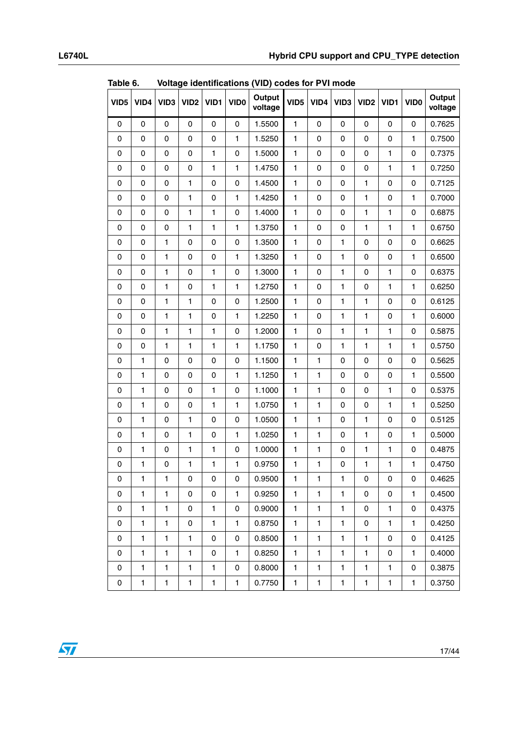Table 6. Voltage identifications (VID) codes for PVI mode

| VID5 | VID4 | VID3 | VID2 | VID1 | VID0 | Output voltage | VID5 | VID4 | VID3 | VID2 | VID1 | VID0 | Output voltage |
|---|---|---|---|---|---|---|---|---|---|---|---|---|---|
| 0 | 0 | 0 | 0 | 0 | 0 | 1.5500 | 1 | 0 | 0 | 0 | 0 | 0 | 0.7625 |
| 0 | 0 | 0 | 0 | 0 | 1 | 1.5250 | 1 | 0 | 0 | 0 | 0 | 1 | 0.7500 |
| 0 | 0 | 0 | 0 | 1 | 0 | 1.5000 | 1 | 0 | 0 | 0 | 1 | 0 | 0.7375 |
| 0 | 0 | 0 | 0 | 1 | 1 | 1.4750 | 1 | 0 | 0 | 0 | 1 | 1 | 0.7250 |
| 0 | 0 | 0 | 1 | 0 | 0 | 1.4500 | 1 | 0 | 0 | 1 | 0 | 0 | 0.7125 |
| 0 | 0 | 0 | 1 | 0 | 1 | 1.4250 | 1 | 0 | 0 | 1 | 0 | 1 | 0.7000 |
| 0 | 0 | 0 | 1 | 1 | 0 | 1.4000 | 1 | 0 | 0 | 1 | 1 | 0 | 0.6875 |
| 0 | 0 | 0 | 1 | 1 | 1 | 1.3750 | 1 | 0 | 0 | 1 | 1 | 1 | 0.6750 |
| 0 | 0 | 1 | 0 | 0 | 0 | 1.3500 | 1 | 0 | 1 | 0 | 0 | 0 | 0.6625 |
| 0 | 0 | 1 | 0 | 0 | 1 | 1.3250 | 1 | 0 | 1 | 0 | 0 | 1 | 0.6500 |
| 0 | 0 | 1 | 0 | 1 | 0 | 1.3000 | 1 | 0 | 1 | 0 | 1 | 0 | 0.6375 |
| 0 | 0 | 1 | 0 | 1 | 1 | 1.2750 | 1 | 0 | 1 | 0 | 1 | 1 | 0.6250 |
| 0 | 0 | 1 | 1 | 0 | 0 | 1.2500 | 1 | 0 | 1 | 1 | 0 | 0 | 0.6125 |
| 0 | 0 | 1 | 1 | 0 | 1 | 1.2250 | 1 | 0 | 1 | 1 | 0 | 1 | 0.6000 |
| 0 | 0 | 1 | 1 | 1 | 0 | 1.2000 | 1 | 0 | 1 | 1 | 1 | 0 | 0.5875 |
| 0 | 0 | 1 | 1 | 1 | 1 | 1.1750 | 1 | 0 | 1 | 1 | 1 | 1 | 0.5750 |
| 0 | 1 | 0 | 0 | 0 | 0 | 1.1500 | 1 | 1 | 0 | 0 | 0 | 0 | 0.5625 |
| 0 | 1 | 0 | 0 | 0 | 1 | 1.1250 | 1 | 1 | 0 | 0 | 0 | 1 | 0.5500 |
| 0 | 1 | 0 | 0 | 1 | 0 | 1.1000 | 1 | 1 | 0 | 0 | 1 | 0 | 0.5375 |
| 0 | 1 | 0 | 0 | 1 | 1 | 1.0750 | 1 | 1 | 0 | 0 | 1 | 1 | 0.5250 |
| 0 | 1 | 0 | 1 | 0 | 0 | 1.0500 | 1 | 1 | 0 | 1 | 0 | 0 | 0.5125 |
| 0 | 1 | 0 | 1 | 0 | 1 | 1.0250 | 1 | 1 | 0 | 1 | 0 | 1 | 0.5000 |
| 0 | 1 | 0 | 1 | 1 | 0 | 1.0000 | 1 | 1 | 0 | 1 | 1 | 0 | 0.4875 |
| 0 | 1 | 0 | 1 | 1 | 1 | 0.9750 | 1 | 1 | 0 | 1 | 1 | 1 | 0.4750 |
| 0 | 1 | 1 | 0 | 0 | 0 | 0.9500 | 1 | 1 | 1 | 0 | 0 | 0 | 0.4625 |
| 0 | 1 | 1 | 0 | 0 | 1 | 0.9250 | 1 | 1 | 1 | 0 | 0 | 1 | 0.4500 |
| 0 | 1 | 1 | 0 | 1 | 0 | 0.9000 | 1 | 1 | 1 | 0 | 1 | 0 | 0.4375 |
| 0 | 1 | 1 | 0 | 1 | 1 | 0.8750 | 1 | 1 | 1 | 0 | 1 | 1 | 0.4250 |
| 0 | 1 | 1 | 1 | 0 | 0 | 0.8500 | 1 | 1 | 1 | 1 | 0 | 0 | 0.4125 |
| 0 | 1 | 1 | 1 | 0 | 1 | 0.8250 | 1 | 1 | 1 | 1 | 0 | 1 | 0.4000 |
| 0 | 1 | 1 | 1 | 1 | 0 | 0.8000 | 1 | 1 | 1 | 1 | 1 | 0 | 0.3875 |
| 0 | 1 | 1 | 1 | 1 | 1 | 0.7750 | 1 | 1 | 1 | 1 | 1 | 1 | 0.3750 |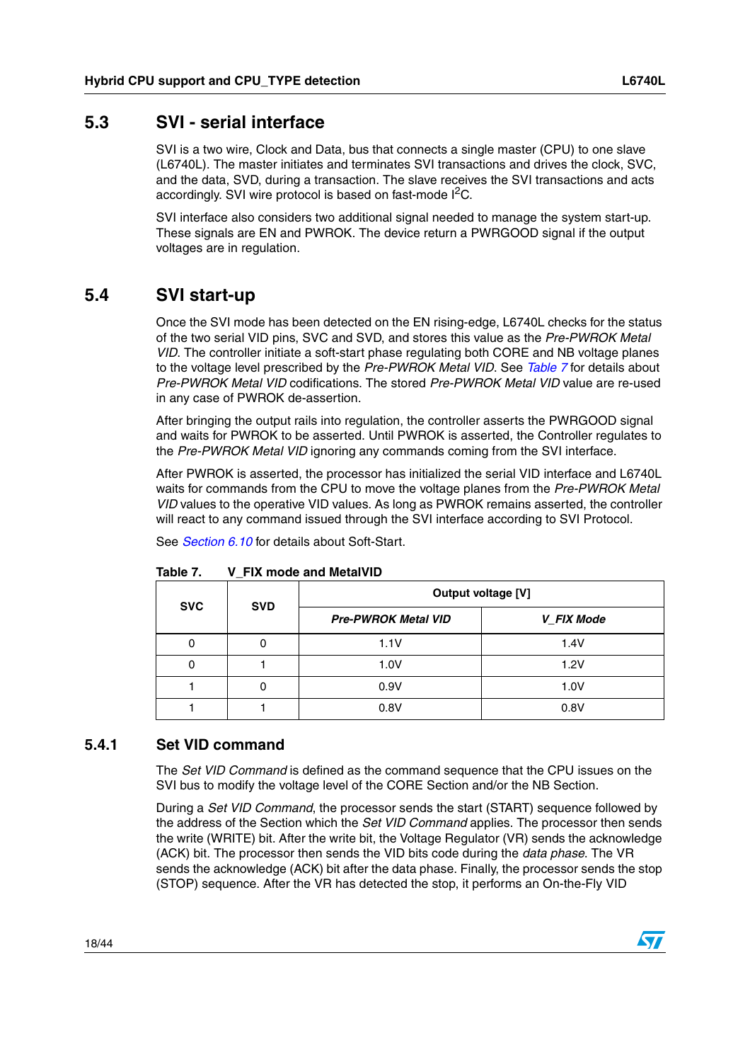## 5.3 SVI - serial interface

SVI is a two wire, Clock and Data, bus that connects a single master (CPU) to one slave (L6740L). The master initiates and terminates SVI transactions and drives the clock, SVC, and the data, SVD, during a transaction. The slave receives the SVI transactions and acts accordingly. SVI wire protocol is based on fast-mode $I^2C$.

SVI interface also considers two additional signal needed to manage the system start-up. These signals are EN and PWROK. The device return a PWRGOOD signal if the output voltages are in regulation.

## 5.4 SVI start-up

Once the SVI mode has been detected on the EN rising-edge, L6740L checks for the status of the two serial VID pins, SVC and SVD, and stores this value as the *Pre-PWROK Metal VID*. The controller initiate a soft-start phase regulating both CORE and NB voltage planes to the voltage level prescribed by the *Pre-PWROK Metal VID*. See *Table 7* for details about *Pre-PWROK Metal VID* codifications. The stored *Pre-PWROK Metal VID* value are re-used in any case of PWROK de-assertion.

After bringing the output rails into regulation, the controller asserts the PWRGOOD signal and waits for PWROK to be asserted. Until PWROK is asserted, the Controller regulates to the *Pre-PWROK Metal VID* ignoring any commands coming from the SVI interface.

After PWROK is asserted, the processor has initialized the serial VID interface and L6740L waits for commands from the CPU to move the voltage planes from the *Pre-PWROK Metal VID* values to the operative VID values. As long as PWROK remains asserted, the controller will react to any command issued through the SVI interface according to SVI Protocol.

See *Section 6.10* for details about Soft-Start.

**Table 7. V_FIX mode and MetalVID**

| SVC | SVD | Output voltage [V] | |
|---|---|---|---|
| | | ***Pre-PWROK Metal VID*** | ***V_FIX Mode*** |
| 0 | 0 | 1.1V | 1.4V |
| 0 | 1 | 1.0V | 1.2V |
| 1 | 0 | 0.9V | 1.0V |
| 1 | 1 | 0.8V | 0.8V |

### 5.4.1 Set VID command

The *Set VID Command* is defined as the command sequence that the CPU issues on the SVI bus to modify the voltage level of the CORE Section and/or the NB Section.

During a *Set VID Command*, the processor sends the start (START) sequence followed by the address of the Section which the *Set VID Command* applies. The processor then sends the write (WRITE) bit. After the write bit, the Voltage Regulator (VR) sends the acknowledge (ACK) bit. The processor then sends the VID bits code during the *data phase*. The VR sends the acknowledge (ACK) bit after the data phase. Finally, the processor sends the stop (STOP) sequence. After the VR has detected the stop, it performs an On-the-Fly VID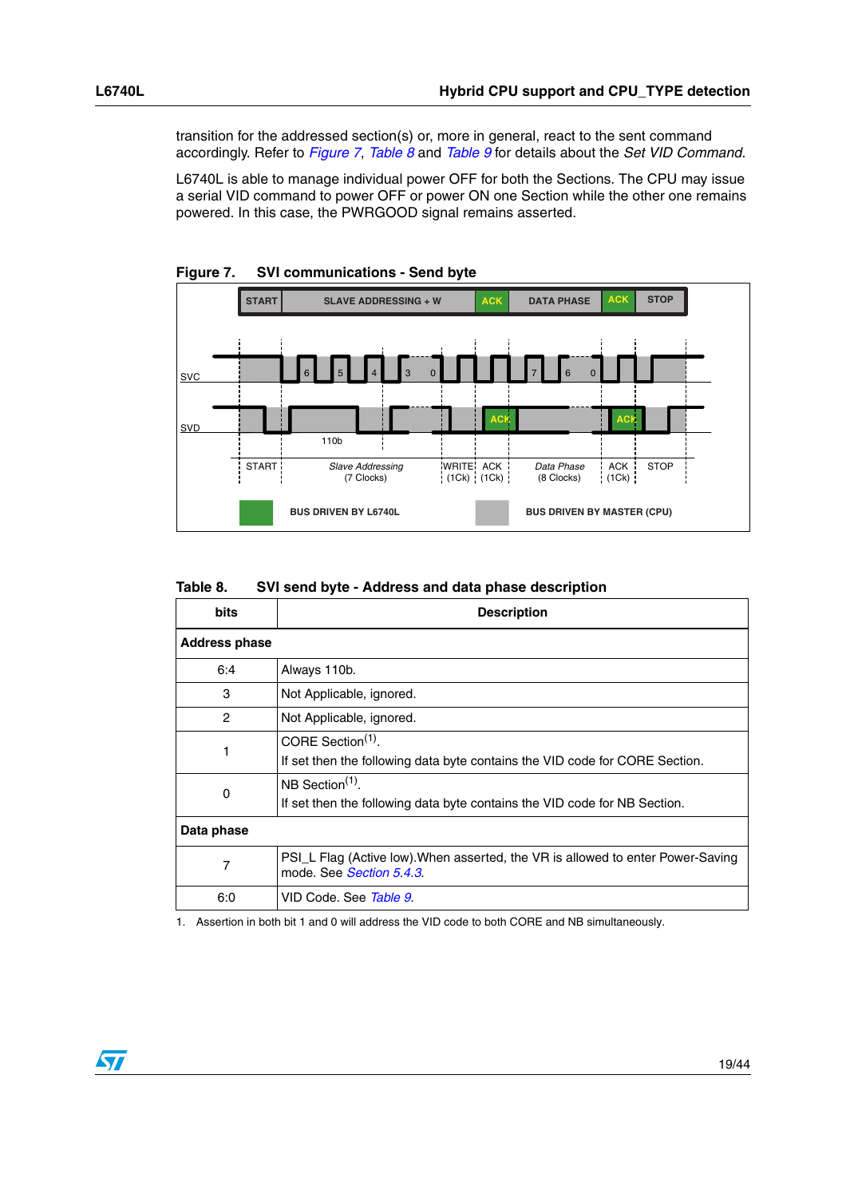transition for the addressed section(s) or, more in general, react to the sent command accordingly. Refer to *Figure 7*, *Table 8* and *Table 9* for details about the *Set VID Command*.

L6740L is able to manage individual power OFF for both the Sections. The CPU may issue a serial VID command to power OFF or power ON one Section while the other one remains powered. In this case, the PWRGOOD signal remains asserted.

**Figure 7. SVI communications - Send byte**

| START | SLAVE ADDRESSING + W | ACK | DATA PHASE | ACK | STOP |
|---|---|---|---|---|---|

SVC

SVD

110b

| START | *Slave Addressing* (7 Clocks) | WRITE (1Ck) | ACK (1Ck) | *Data Phase* (8 Clocks) | ACK (1Ck) | STOP |
|---|---|---|---|---|---|---|

BUS DRIVEN BY L6740L — BUS DRIVEN BY MASTER (CPU)

**Table 8. SVI send byte - Address and data phase description**

| bits | Description |
|---|---|
| **Address phase** | |
| 6:4 | Always 110b. |
| 3 | Not Applicable, ignored. |
| 2 | Not Applicable, ignored. |
| 1 | CORE Section[(1)]. If set then the following data byte contains the VID code for CORE Section. |
| 0 | NB Section[(1)]. If set then the following data byte contains the VID code for NB Section. |
| **Data phase** | |
| 7 | PSI_L Flag (Active low).When asserted, the VR is allowed to enter Power-Saving mode. See *Section 5.4.3*. |
| 6:0 | VID Code. See *Table 9*. |

1. Assertion in both bit 1 and 0 will address the VID code to both CORE and NB simultaneously.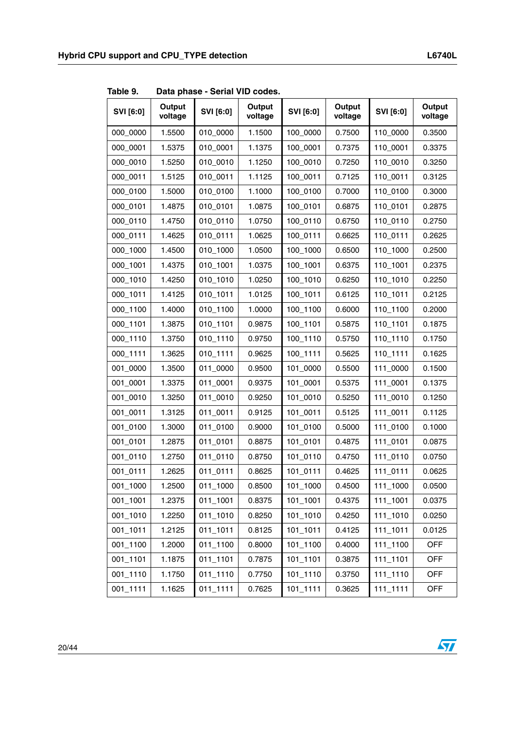Table 9. Data phase - Serial VID codes.

| SVI [6:0] | Output voltage | SVI [6:0] | Output voltage | SVI [6:0] | Output voltage | SVI [6:0] | Output voltage |
|---|---|---|---|---|---|---|---|
| 000_0000 | 1.5500 | 010_0000 | 1.1500 | 100_0000 | 0.7500 | 110_0000 | 0.3500 |
| 000_0001 | 1.5375 | 010_0001 | 1.1375 | 100_0001 | 0.7375 | 110_0001 | 0.3375 |
| 000_0010 | 1.5250 | 010_0010 | 1.1250 | 100_0010 | 0.7250 | 110_0010 | 0.3250 |
| 000_0011 | 1.5125 | 010_0011 | 1.1125 | 100_0011 | 0.7125 | 110_0011 | 0.3125 |
| 000_0100 | 1.5000 | 010_0100 | 1.1000 | 100_0100 | 0.7000 | 110_0100 | 0.3000 |
| 000_0101 | 1.4875 | 010_0101 | 1.0875 | 100_0101 | 0.6875 | 110_0101 | 0.2875 |
| 000_0110 | 1.4750 | 010_0110 | 1.0750 | 100_0110 | 0.6750 | 110_0110 | 0.2750 |
| 000_0111 | 1.4625 | 010_0111 | 1.0625 | 100_0111 | 0.6625 | 110_0111 | 0.2625 |
| 000_1000 | 1.4500 | 010_1000 | 1.0500 | 100_1000 | 0.6500 | 110_1000 | 0.2500 |
| 000_1001 | 1.4375 | 010_1001 | 1.0375 | 100_1001 | 0.6375 | 110_1001 | 0.2375 |
| 000_1010 | 1.4250 | 010_1010 | 1.0250 | 100_1010 | 0.6250 | 110_1010 | 0.2250 |
| 000_1011 | 1.4125 | 010_1011 | 1.0125 | 100_1011 | 0.6125 | 110_1011 | 0.2125 |
| 000_1100 | 1.4000 | 010_1100 | 1.0000 | 100_1100 | 0.6000 | 110_1100 | 0.2000 |
| 000_1101 | 1.3875 | 010_1101 | 0.9875 | 100_1101 | 0.5875 | 110_1101 | 0.1875 |
| 000_1110 | 1.3750 | 010_1110 | 0.9750 | 100_1110 | 0.5750 | 110_1110 | 0.1750 |
| 000_1111 | 1.3625 | 010_1111 | 0.9625 | 100_1111 | 0.5625 | 110_1111 | 0.1625 |
| 001_0000 | 1.3500 | 011_0000 | 0.9500 | 101_0000 | 0.5500 | 111_0000 | 0.1500 |
| 001_0001 | 1.3375 | 011_0001 | 0.9375 | 101_0001 | 0.5375 | 111_0001 | 0.1375 |
| 001_0010 | 1.3250 | 011_0010 | 0.9250 | 101_0010 | 0.5250 | 111_0010 | 0.1250 |
| 001_0011 | 1.3125 | 011_0011 | 0.9125 | 101_0011 | 0.5125 | 111_0011 | 0.1125 |
| 001_0100 | 1.3000 | 011_0100 | 0.9000 | 101_0100 | 0.5000 | 111_0100 | 0.1000 |
| 001_0101 | 1.2875 | 011_0101 | 0.8875 | 101_0101 | 0.4875 | 111_0101 | 0.0875 |
| 001_0110 | 1.2750 | 011_0110 | 0.8750 | 101_0110 | 0.4750 | 111_0110 | 0.0750 |
| 001_0111 | 1.2625 | 011_0111 | 0.8625 | 101_0111 | 0.4625 | 111_0111 | 0.0625 |
| 001_1000 | 1.2500 | 011_1000 | 0.8500 | 101_1000 | 0.4500 | 111_1000 | 0.0500 |
| 001_1001 | 1.2375 | 011_1001 | 0.8375 | 101_1001 | 0.4375 | 111_1001 | 0.0375 |
| 001_1010 | 1.2250 | 011_1010 | 0.8250 | 101_1010 | 0.4250 | 111_1010 | 0.0250 |
| 001_1011 | 1.2125 | 011_1011 | 0.8125 | 101_1011 | 0.4125 | 111_1011 | 0.0125 |
| 001_1100 | 1.2000 | 011_1100 | 0.8000 | 101_1100 | 0.4000 | 111_1100 | OFF |
| 001_1101 | 1.1875 | 011_1101 | 0.7875 | 101_1101 | 0.3875 | 111_1101 | OFF |
| 001_1110 | 1.1750 | 011_1110 | 0.7750 | 101_1110 | 0.3750 | 111_1110 | OFF |
| 001_1111 | 1.1625 | 011_1111 | 0.7625 | 101_1111 | 0.3625 | 111_1111 | OFF |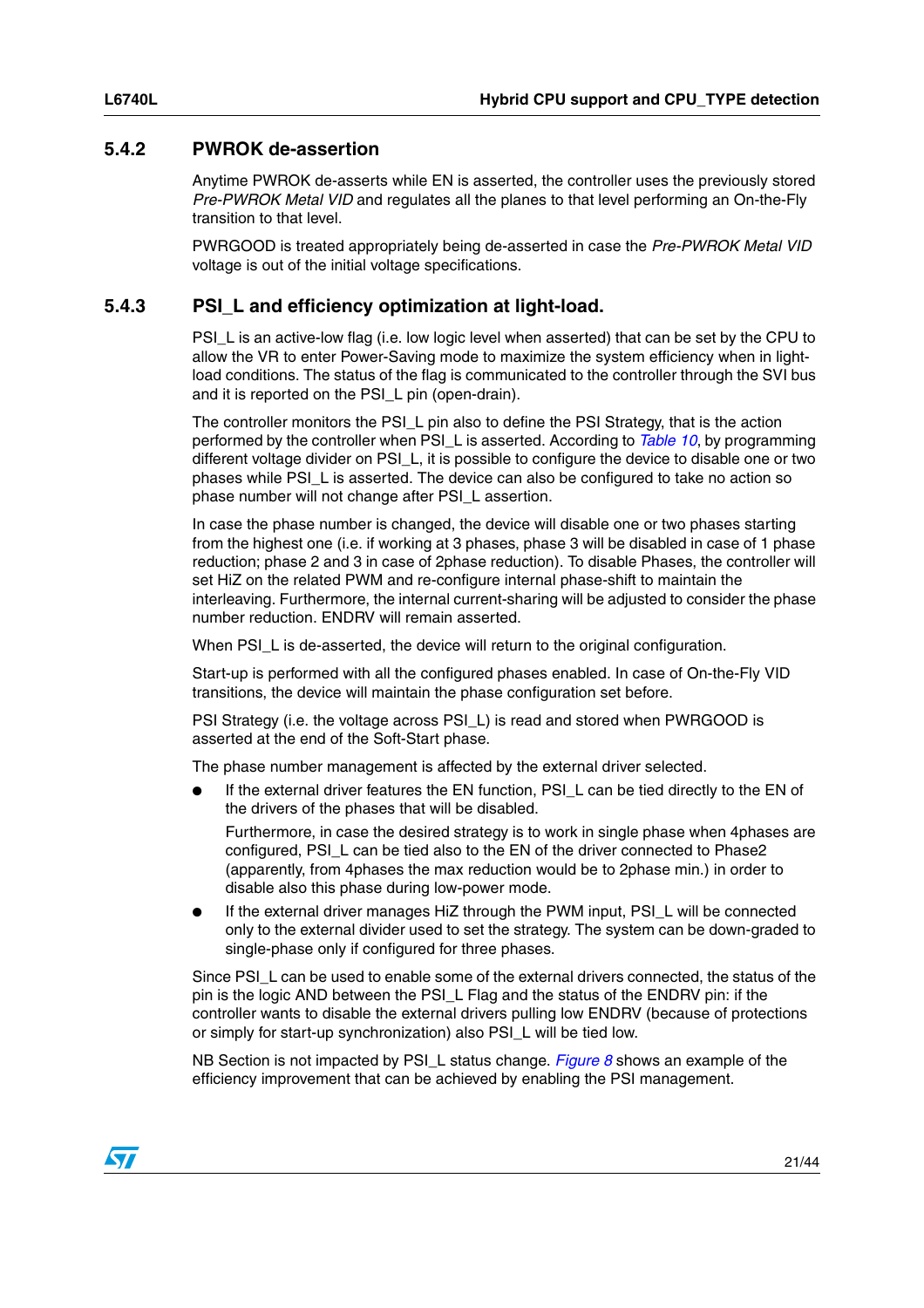### 5.4.2 PWROK de-assertion

Anytime PWROK de-asserts while EN is asserted, the controller uses the previously stored *Pre-PWROK Metal VID* and regulates all the planes to that level performing an On-the-Fly transition to that level.

PWRGOOD is treated appropriately being de-asserted in case the *Pre-PWROK Metal VID* voltage is out of the initial voltage specifications.

### 5.4.3 PSI_L and efficiency optimization at light-load.

PSI_L is an active-low flag (i.e. low logic level when asserted) that can be set by the CPU to allow the VR to enter Power-Saving mode to maximize the system efficiency when in light-load conditions. The status of the flag is communicated to the controller through the SVI bus and it is reported on the PSI_L pin (open-drain).

The controller monitors the PSI_L pin also to define the PSI Strategy, that is the action performed by the controller when PSI_L is asserted. According to *Table 10*, by programming different voltage divider on PSI_L, it is possible to configure the device to disable one or two phases while PSI_L is asserted. The device can also be configured to take no action so phase number will not change after PSI_L assertion.

In case the phase number is changed, the device will disable one or two phases starting from the highest one (i.e. if working at 3 phases, phase 3 will be disabled in case of 1 phase reduction; phase 2 and 3 in case of 2phase reduction). To disable Phases, the controller will set HiZ on the related PWM and re-configure internal phase-shift to maintain the interleaving. Furthermore, the internal current-sharing will be adjusted to consider the phase number reduction. ENDRV will remain asserted.

When PSI_L is de-asserted, the device will return to the original configuration.

Start-up is performed with all the configured phases enabled. In case of On-the-Fly VID transitions, the device will maintain the phase configuration set before.

PSI Strategy (i.e. the voltage across PSI_L) is read and stored when PWRGOOD is asserted at the end of the Soft-Start phase.

The phase number management is affected by the external driver selected.

- If the external driver features the EN function, PSI_L can be tied directly to the EN of the drivers of the phases that will be disabled.

  Furthermore, in case the desired strategy is to work in single phase when 4phases are configured, PSI_L can be tied also to the EN of the driver connected to Phase2 (apparently, from 4phases the max reduction would be to 2phase min.) in order to disable also this phase during low-power mode.
- If the external driver manages HiZ through the PWM input, PSI_L will be connected only to the external divider used to set the strategy. The system can be down-graded to single-phase only if configured for three phases.

Since PSI_L can be used to enable some of the external drivers connected, the status of the pin is the logic AND between the PSI_L Flag and the status of the ENDRV pin: if the controller wants to disable the external drivers pulling low ENDRV (because of protections or simply for start-up synchronization) also PSI_L will be tied low.

NB Section is not impacted by PSI_L status change. *Figure 8* shows an example of the efficiency improvement that can be achieved by enabling the PSI management.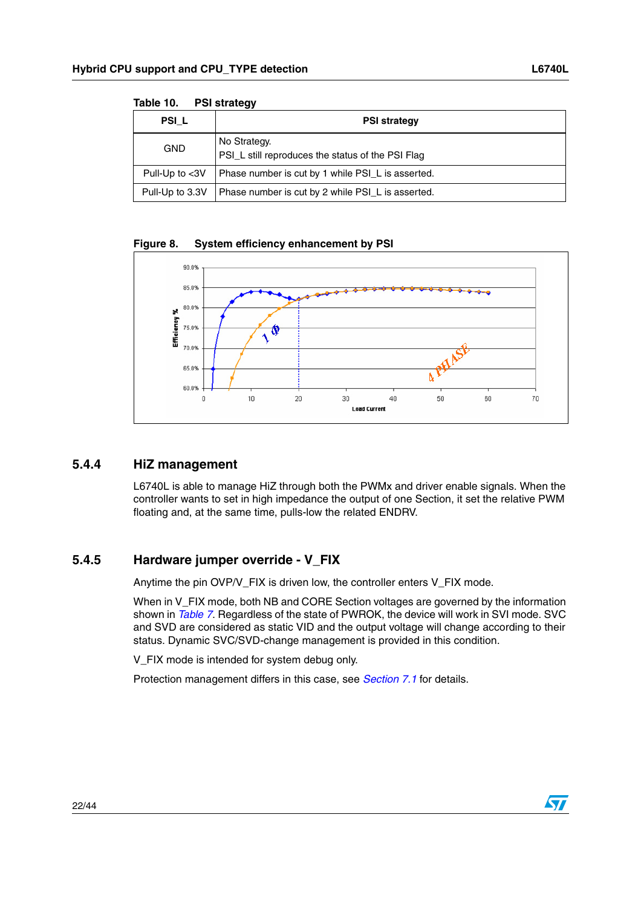Table 10. PSI strategy

| PSI_L | PSI strategy |
|---|---|
| GND | No Strategy.<br>PSI_L still reproduces the status of the PSI Flag |
| Pull-Up to <3V | Phase number is cut by 1 while PSI_L is asserted. |
| Pull-Up to 3.3V | Phase number is cut by 2 while PSI_L is asserted. |

Figure 8. System efficiency enhancement by PSI

## 5.4.4 HiZ management

L6740L is able to manage HiZ through both the PWMx and driver enable signals. When the controller wants to set in high impedance the output of one Section, it set the relative PWM floating and, at the same time, pulls-low the related ENDRV.

## 5.4.5 Hardware jumper override - V_FIX

Anytime the pin OVP/V_FIX is driven low, the controller enters V_FIX mode.

When in V_FIX mode, both NB and CORE Section voltages are governed by the information shown in *Table 7*. Regardless of the state of PWROK, the device will work in SVI mode. SVC and SVD are considered as static VID and the output voltage will change according to their status. Dynamic SVC/SVD-change management is provided in this condition.

V_FIX mode is intended for system debug only.

Protection management differs in this case, see *Section 7.1* for details.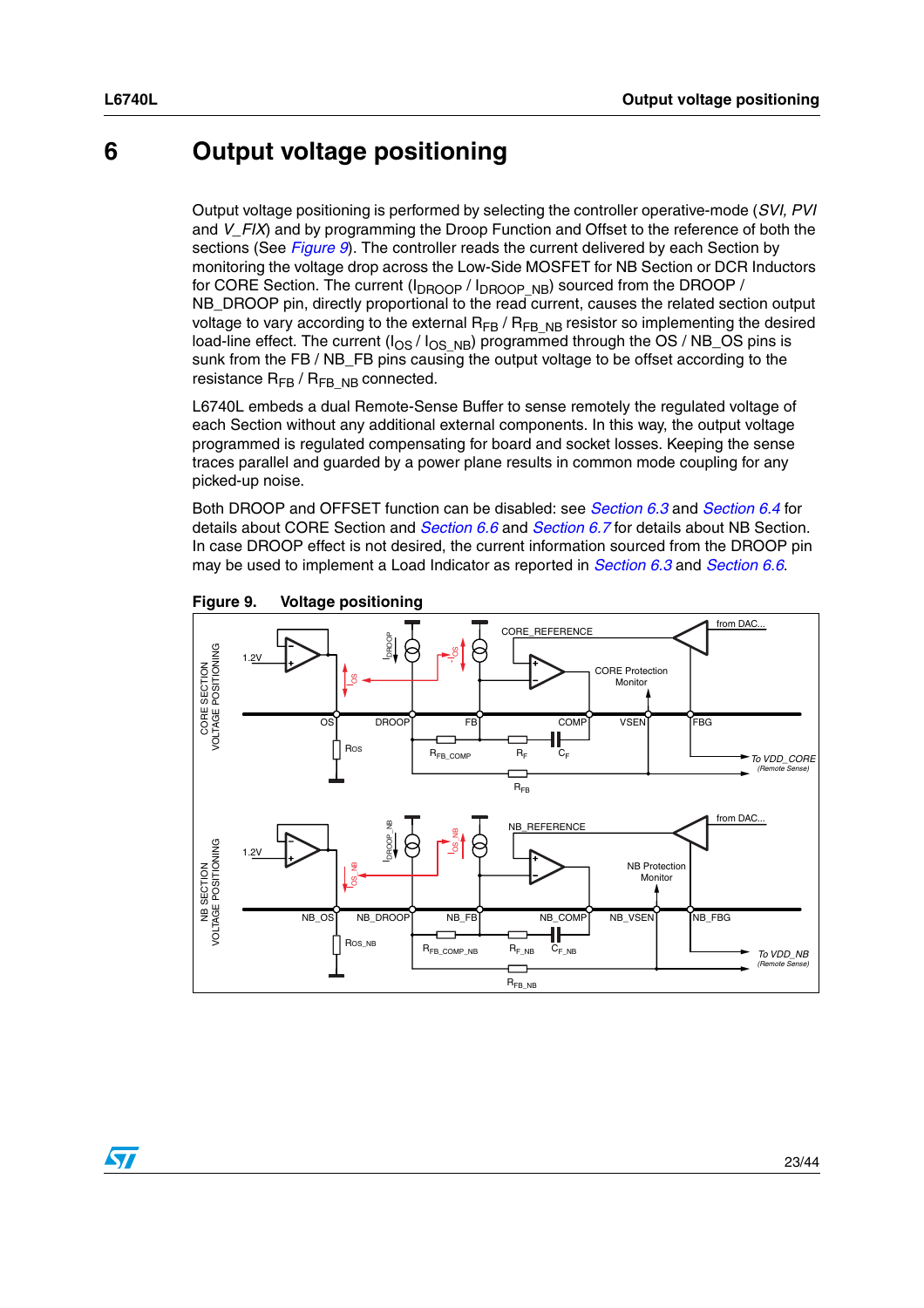# 6 Output voltage positioning

Output voltage positioning is performed by selecting the controller operative-mode (*SVI, PVI* and *V_FIX*) and by programming the Droop Function and Offset to the reference of both the sections (See *Figure 9*). The controller reads the current delivered by each Section by monitoring the voltage drop across the Low-Side MOSFET for NB Section or DCR Inductors for CORE Section. The current ($I_{DROOP}$ / $I_{DROOP\_NB}$) sourced from the DROOP / NB_DROOP pin, directly proportional to the read current, causes the related section output voltage to vary according to the external $R_{FB}$ / $R_{FB\_NB}$ resistor so implementing the desired load-line effect. The current ($I_{OS}$ / $I_{OS\_NB}$) programmed through the OS / NB_OS pins is sunk from the FB / NB_FB pins causing the output voltage to be offset according to the resistance $R_{FB}$ / $R_{FB\_NB}$ connected.

L6740L embeds a dual Remote-Sense Buffer to sense remotely the regulated voltage of each Section without any additional external components. In this way, the output voltage programmed is regulated compensating for board and socket losses. Keeping the sense traces parallel and guarded by a power plane results in common mode coupling for any picked-up noise.

Both DROOP and OFFSET function can be disabled: see *Section 6.3* and *Section 6.4* for details about CORE Section and *Section 6.6* and *Section 6.7* for details about NB Section. In case DROOP effect is not desired, the current information sourced from the DROOP pin may be used to implement a Load Indicator as reported in *Section 6.3* and *Section 6.6*.

**Figure 9. Voltage positioning**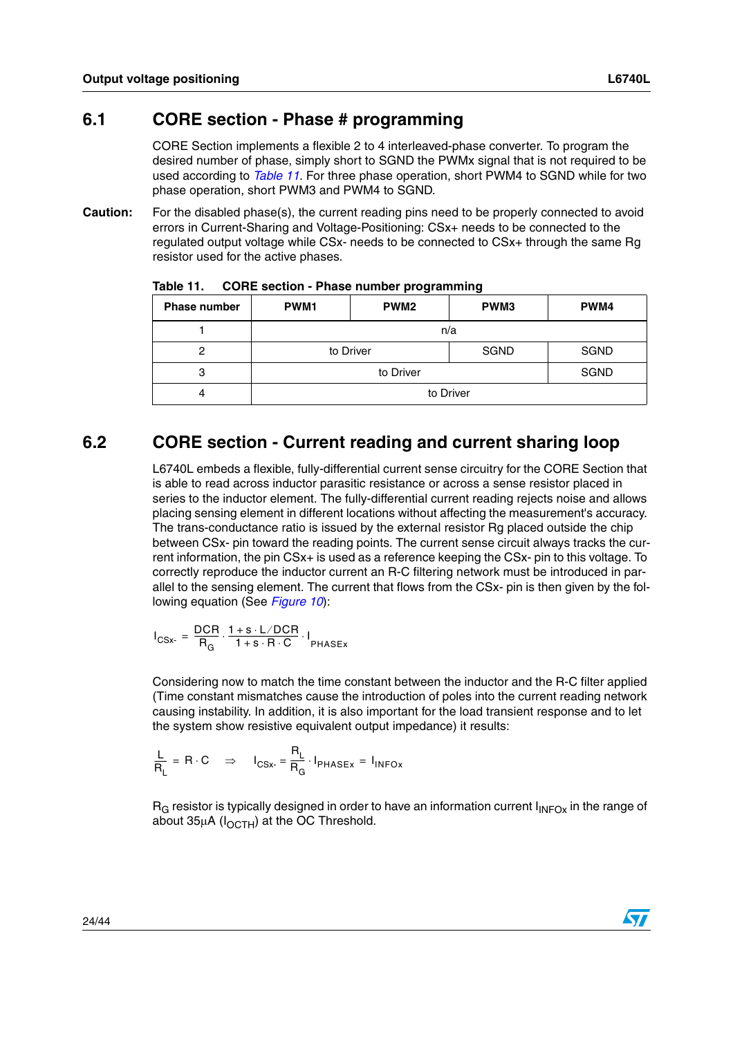## 6.1 CORE section - Phase # programming

CORE Section implements a flexible 2 to 4 interleaved-phase converter. To program the desired number of phase, simply short to SGND the PWMx signal that is not required to be used according to *Table 11*. For three phase operation, short PWM4 to SGND while for two phase operation, short PWM3 and PWM4 to SGND.

**Caution:** For the disabled phase(s), the current reading pins need to be properly connected to avoid errors in Current-Sharing and Voltage-Positioning: CSx+ needs to be connected to the regulated output voltage while CSx- needs to be connected to CSx+ through the same Rg resistor used for the active phases.

**Table 11. CORE section - Phase number programming**

| Phase number | PWM1 | PWM2 | PWM3 | PWM4 |
|---|---|---|---|---|
| 1 | n/a | | | |
| 2 | to Driver | | SGND | SGND |
| 3 | to Driver | | | SGND |
| 4 | to Driver | | | |

## 6.2 CORE section - Current reading and current sharing loop

L6740L embeds a flexible, fully-differential current sense circuitry for the CORE Section that is able to read across inductor parasitic resistance or across a sense resistor placed in series to the inductor element. The fully-differential current reading rejects noise and allows placing sensing element in different locations without affecting the measurement's accuracy. The trans-conductance ratio is issued by the external resistor Rg placed outside the chip between CSx- pin toward the reading points. The current sense circuit always tracks the current information, the pin CSx+ is used as a reference keeping the CSx- pin to this voltage. To correctly reproduce the inductor current an R-C filtering network must be introduced in parallel to the sensing element. The current that flows from the CSx- pin is then given by the following equation (See *Figure 10*):

$$I_{CSx-} = \frac{DCR}{R_G} \cdot \frac{1 + s \cdot L/DCR}{1 + s \cdot R \cdot C} \cdot I_{PHASEx}$$

Considering now to match the time constant between the inductor and the R-C filter applied (Time constant mismatches cause the introduction of poles into the current reading network causing instability. In addition, it is also important for the load transient response and to let the system show resistive equivalent output impedance) it results:

$$\frac{L}{R_L} = R \cdot C \quad \Rightarrow \quad I_{CSx-} = \frac{R_L}{R_G} \cdot I_{PHASEx} = I_{INFOx}$$

$R_G$ resistor is typically designed in order to have an information current $I_{INFOx}$ in the range of about 35µA ($I_{OCTH}$) at the OC Threshold.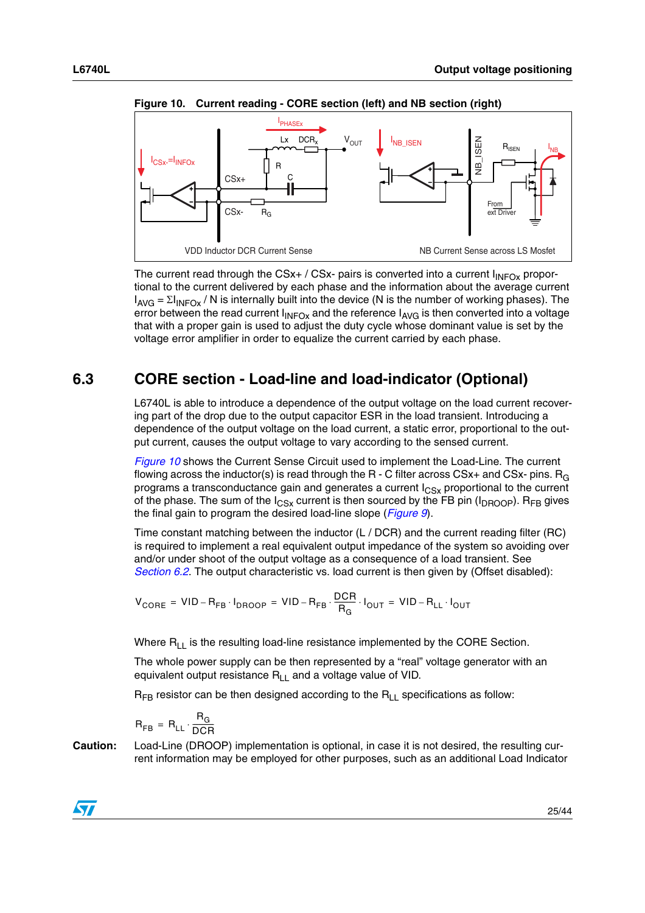**Figure 10. Current reading - CORE section (left) and NB section (right)**

The current read through the CSx+ / CSx- pairs is converted into a current $I_{INFOx}$ proportional to the current delivered by each phase and the information about the average current $I_{AVG} = \Sigma I_{INFOx} / N$ is internally built into the device (N is the number of working phases). The error between the read current $I_{INFOx}$ and the reference $I_{AVG}$ is then converted into a voltage that with a proper gain is used to adjust the duty cycle whose dominant value is set by the voltage error amplifier in order to equalize the current carried by each phase.

## 6.3 CORE section - Load-line and load-indicator (Optional)

L6740L is able to introduce a dependence of the output voltage on the load current recovering part of the drop due to the output capacitor ESR in the load transient. Introducing a dependence of the output voltage on the load current, a static error, proportional to the output current, causes the output voltage to vary according to the sensed current.

*Figure 10* shows the Current Sense Circuit used to implement the Load-Line. The current flowing across the inductor(s) is read through the R - C filter across CSx+ and CSx- pins. $R_G$ programs a transconductance gain and generates a current $I_{CSx}$ proportional to the current of the phase. The sum of the $I_{CSx}$ current is then sourced by the FB pin ($I_{DROOP}$). $R_{FB}$ gives the final gain to program the desired load-line slope (*Figure 9*).

Time constant matching between the inductor (L / DCR) and the current reading filter (RC) is required to implement a real equivalent output impedance of the system so avoiding over and/or under shoot of the output voltage as a consequence of a load transient. See *Section 6.2*. The output characteristic vs. load current is then given by (Offset disabled):

$$V_{CORE} = VID - R_{FB} \cdot I_{DROOP} = VID - R_{FB} \cdot \frac{DCR}{R_G} \cdot I_{OUT} = VID - R_{LL} \cdot I_{OUT}$$

Where $R_{LL}$ is the resulting load-line resistance implemented by the CORE Section.

The whole power supply can be then represented by a "real" voltage generator with an equivalent output resistance $R_{LL}$ and a voltage value of VID.

$R_{FB}$ resistor can be then designed according to the $R_{LL}$ specifications as follow:

$$R_{FB} = R_{LL} \cdot \frac{R_G}{DCR}$$

**Caution:** Load-Line (DROOP) implementation is optional, in case it is not desired, the resulting current information may be employed for other purposes, such as an additional Load Indicator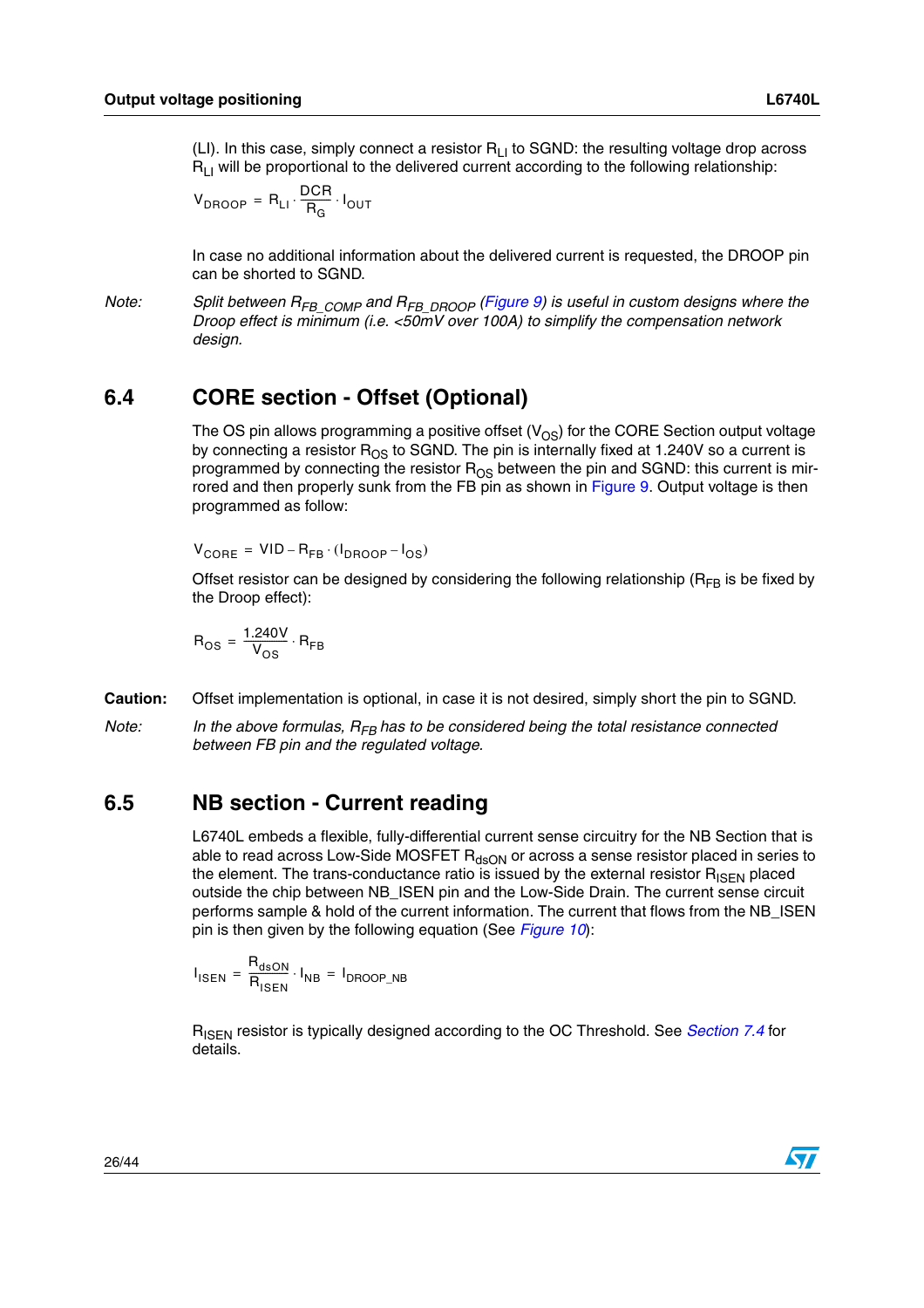(LI). In this case, simply connect a resistor $R_{LI}$ to SGND: the resulting voltage drop across $R_{LI}$ will be proportional to the delivered current according to the following relationship:

$$V_{DROOP} = R_{LI} \cdot \frac{DCR}{R_G} \cdot I_{OUT}$$

In case no additional information about the delivered current is requested, the DROOP pin can be shorted to SGND.

Note: *Split between $R_{FB\_COMP}$ and $R_{FB\_DROOP}$ (Figure 9) is useful in custom designs where the Droop effect is minimum (i.e. <50mV over 100A) to simplify the compensation network design.*

## 6.4 CORE section - Offset (Optional)

The OS pin allows programming a positive offset ($V_{OS}$) for the CORE Section output voltage by connecting a resistor $R_{OS}$ to SGND. The pin is internally fixed at 1.240V so a current is programmed by connecting the resistor $R_{OS}$ between the pin and SGND: this current is mirrored and then properly sunk from the FB pin as shown in Figure 9. Output voltage is then programmed as follow:

$$V_{CORE} = VID - R_{FB} \cdot (I_{DROOP} - I_{OS})$$

Offset resistor can be designed by considering the following relationship ($R_{FB}$ is be fixed by the Droop effect):

$$R_{OS} = \frac{1.240V}{V_{OS}} \cdot R_{FB}$$

**Caution:** Offset implementation is optional, in case it is not desired, simply short the pin to SGND.

Note: *In the above formulas, $R_{FB}$ has to be considered being the total resistance connected between FB pin and the regulated voltage.*

## 6.5 NB section - Current reading

L6740L embeds a flexible, fully-differential current sense circuitry for the NB Section that is able to read across Low-Side MOSFET $R_{dsON}$ or across a sense resistor placed in series to the element. The trans-conductance ratio is issued by the external resistor $R_{ISEN}$ placed outside the chip between NB_ISEN pin and the Low-Side Drain. The current sense circuit performs sample & hold of the current information. The current that flows from the NB_ISEN pin is then given by the following equation (See *Figure 10*):

$$I_{ISEN} = \frac{R_{dsON}}{R_{ISEN}} \cdot I_{NB} = I_{DROOP\_NB}$$

$R_{ISEN}$ resistor is typically designed according to the OC Threshold. See *Section 7.4* for details.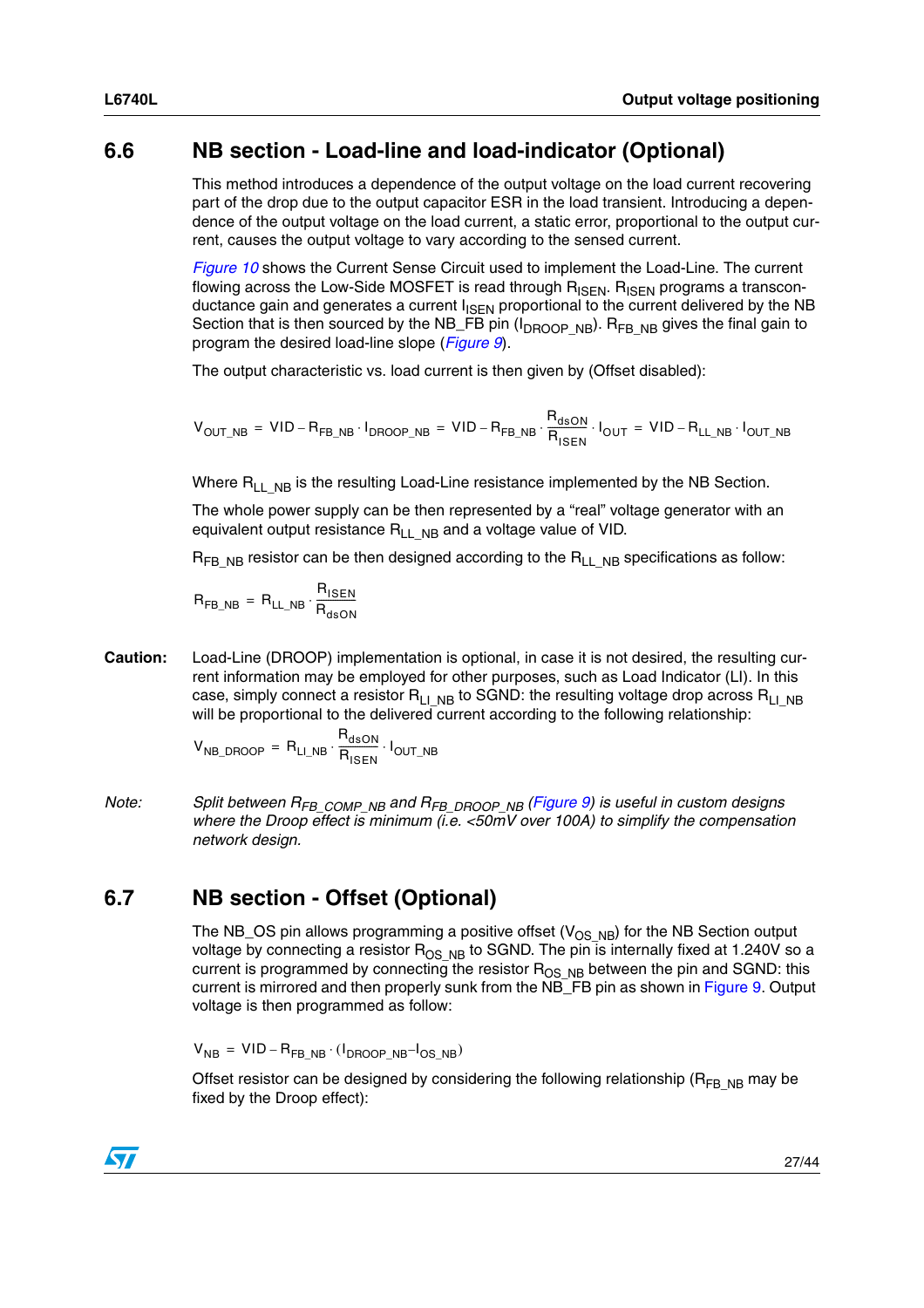## 6.6 NB section - Load-line and load-indicator (Optional)

This method introduces a dependence of the output voltage on the load current recovering part of the drop due to the output capacitor ESR in the load transient. Introducing a dependence of the output voltage on the load current, a static error, proportional to the output current, causes the output voltage to vary according to the sensed current.

*Figure 10* shows the Current Sense Circuit used to implement the Load-Line. The current flowing across the Low-Side MOSFET is read through $R_{ISEN}$. $R_{ISEN}$ programs a transconductance gain and generates a current $I_{ISEN}$ proportional to the current delivered by the NB Section that is then sourced by the NB_FB pin ($I_{DROOP\_NB}$). $R_{FB\_NB}$ gives the final gain to program the desired load-line slope (*Figure 9*).

The output characteristic vs. load current is then given by (Offset disabled):

$$V_{OUT\_NB} = VID - R_{FB\_NB} \cdot I_{DROOP\_NB} = VID - R_{FB\_NB} \cdot \frac{R_{dsON}}{R_{ISEN}} \cdot I_{OUT} = VID - R_{LL\_NB} \cdot I_{OUT\_NB}$$

Where $R_{LL\_NB}$ is the resulting Load-Line resistance implemented by the NB Section.

The whole power supply can be then represented by a “real” voltage generator with an equivalent output resistance $R_{LL\_NB}$ and a voltage value of VID.

$R_{FB\_NB}$ resistor can be then designed according to the $R_{LL\_NB}$ specifications as follow:

$$R_{FB\_NB} = R_{LL\_NB} \cdot \frac{R_{ISEN}}{R_{dsON}}$$

**Caution:** Load-Line (DROOP) implementation is optional, in case it is not desired, the resulting current information may be employed for other purposes, such as Load Indicator (LI). In this case, simply connect a resistor $R_{LI\_NB}$ to SGND: the resulting voltage drop across $R_{LI\_NB}$ will be proportional to the delivered current according to the following relationship:

$$V_{NB\_DROOP} = R_{LI\_NB} \cdot \frac{R_{dsON}}{R_{ISEN}} \cdot I_{OUT\_NB}$$

*Note: Split between $R_{FB\_COMP\_NB}$ and $R_{FB\_DROOP\_NB}$ (Figure 9) is useful in custom designs where the Droop effect is minimum (i.e. <50mV over 100A) to simplify the compensation network design.*

## 6.7 NB section - Offset (Optional)

The NB_OS pin allows programming a positive offset ($V_{OS\_NB}$) for the NB Section output voltage by connecting a resistor $R_{OS\_NB}$ to SGND. The pin is internally fixed at 1.240V so a current is programmed by connecting the resistor $R_{OS\_NB}$ between the pin and SGND: this current is mirrored and then properly sunk from the NB_FB pin as shown in Figure 9. Output voltage is then programmed as follow:

$$V_{NB} = VID - R_{FB\_NB} \cdot (I_{DROOP\_NB} - I_{OS\_NB})$$

Offset resistor can be designed by considering the following relationship ($R_{FB\_NB}$ may be fixed by the Droop effect):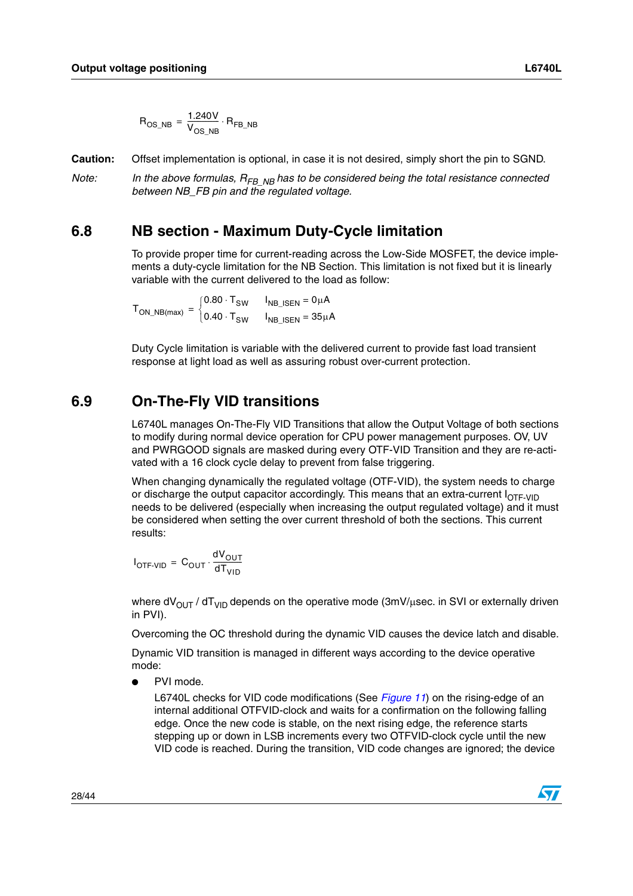$$R_{OS\_NB} = \frac{1.240V}{V_{OS\_NB}} \cdot R_{FB\_NB}$$

**Caution:** Offset implementation is optional, in case it is not desired, simply short the pin to SGND.

*Note: In the above formulas, $R_{FB\_NB}$ has to be considered being the total resistance connected between NB_FB pin and the regulated voltage.*

## 6.8 NB section - Maximum Duty-Cycle limitation

To provide proper time for current-reading across the Low-Side MOSFET, the device implements a duty-cycle limitation for the NB Section. This limitation is not fixed but it is linearly variable with the current delivered to the load as follow:

$$T_{ON\_NB(max)} = \begin{cases} 0.80 \cdot T_{SW} & I_{NB\_ISEN} = 0\mu A \\ 0.40 \cdot T_{SW} & I_{NB\_ISEN} = 35\mu A \end{cases}$$

Duty Cycle limitation is variable with the delivered current to provide fast load transient response at light load as well as assuring robust over-current protection.

## 6.9 On-The-Fly VID transitions

L6740L manages On-The-Fly VID Transitions that allow the Output Voltage of both sections to modify during normal device operation for CPU power management purposes. OV, UV and PWRGOOD signals are masked during every OTF-VID Transition and they are re-activated with a 16 clock cycle delay to prevent from false triggering.

When changing dynamically the regulated voltage (OTF-VID), the system needs to charge or discharge the output capacitor accordingly. This means that an extra-current $I_{OTF\text{-}VID}$ needs to be delivered (especially when increasing the output regulated voltage) and it must be considered when setting the over current threshold of both the sections. This current results:

$$I_{OTF\text{-}VID} = C_{OUT} \cdot \frac{dV_{OUT}}{dT_{VID}}$$

where $dV_{OUT} / dT_{VID}$ depends on the operative mode (3mV/µsec. in SVI or externally driven in PVI).

Overcoming the OC threshold during the dynamic VID causes the device latch and disable.

Dynamic VID transition is managed in different ways according to the device operative mode:

- PVI mode.

  L6740L checks for VID code modifications (See *Figure 11*) on the rising-edge of an internal additional OTFVID-clock and waits for a confirmation on the following falling edge. Once the new code is stable, on the next rising edge, the reference starts stepping up or down in LSB increments every two OTFVID-clock cycle until the new VID code is reached. During the transition, VID code changes are ignored; the device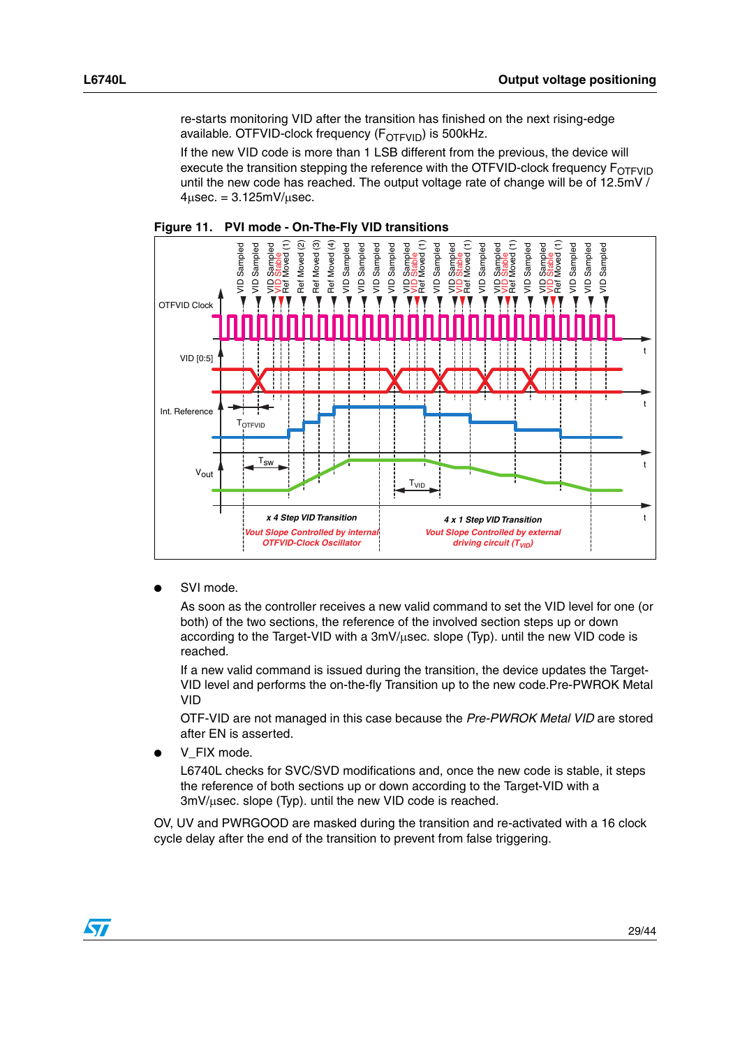re-starts monitoring VID after the transition has finished on the next rising-edge available. OTFVID-clock frequency ($F_{OTFVID}$) is 500kHz.

If the new VID code is more than 1 LSB different from the previous, the device will execute the transition stepping the reference with the OTFVID-clock frequency $F_{OTFVID}$ until the new code has reached. The output voltage rate of change will be of 12.5mV / 4µsec. = 3.125mV/µsec.

**Figure 11. PVI mode - On-The-Fly VID transitions**

- SVI mode.

  As soon as the controller receives a new valid command to set the VID level for one (or both) of the two sections, the reference of the involved section steps up or down according to the Target-VID with a 3mV/µsec. slope (Typ). until the new VID code is reached.

  If a new valid command is issued during the transition, the device updates the Target-VID level and performs the on-the-fly Transition up to the new code.Pre-PWROK Metal VID

  OTF-VID are not managed in this case because the *Pre-PWROK Metal VID* are stored after EN is asserted.

- V_FIX mode.

  L6740L checks for SVC/SVD modifications and, once the new code is stable, it steps the reference of both sections up or down according to the Target-VID with a 3mV/µsec. slope (Typ). until the new VID code is reached.

OV, UV and PWRGOOD are masked during the transition and re-activated with a 16 clock cycle delay after the end of the transition to prevent from false triggering.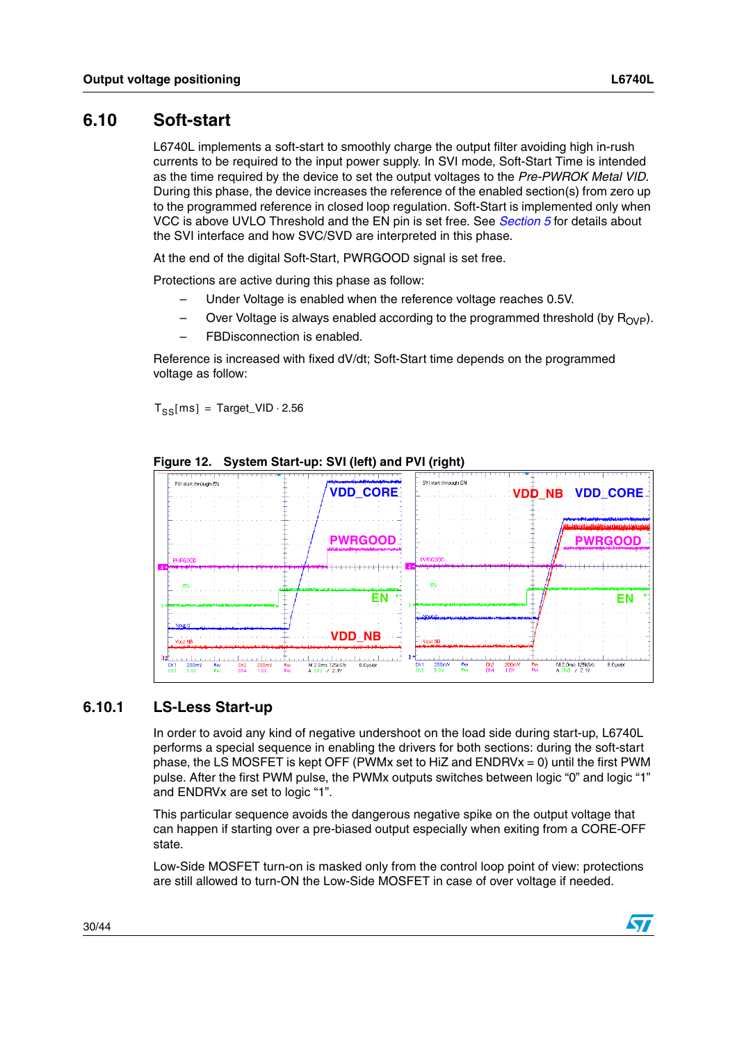## 6.10 Soft-start

L6740L implements a soft-start to smoothly charge the output filter avoiding high in-rush currents to be required to the input power supply. In SVI mode, Soft-Start Time is intended as the time required by the device to set the output voltages to the *Pre-PWROK Metal VID*. During this phase, the device increases the reference of the enabled section(s) from zero up to the programmed reference in closed loop regulation. Soft-Start is implemented only when VCC is above UVLO Threshold and the EN pin is set free. See *Section 5* for details about the SVI interface and how SVC/SVD are interpreted in this phase.

At the end of the digital Soft-Start, PWRGOOD signal is set free.

Protections are active during this phase as follow:

- Under Voltage is enabled when the reference voltage reaches 0.5V.
- Over Voltage is always enabled according to the programmed threshold (by $R_{OVP}$).
- FBDisconnection is enabled.

Reference is increased with fixed dV/dt; Soft-Start time depends on the programmed voltage as follow:

$$T_{SS}[\mathrm{ms}] = \mathrm{Target\_VID} \cdot 2.56$$

**Figure 12. System Start-up: SVI (left) and PVI (right)**

### 6.10.1 LS-Less Start-up

In order to avoid any kind of negative undershoot on the load side during start-up, L6740L performs a special sequence in enabling the drivers for both sections: during the soft-start phase, the LS MOSFET is kept OFF (PWMx set to HiZ and ENDRVx = 0) until the first PWM pulse. After the first PWM pulse, the PWMx outputs switches between logic "0" and logic "1" and ENDRVx are set to logic "1".

This particular sequence avoids the dangerous negative spike on the output voltage that can happen if starting over a pre-biased output especially when exiting from a CORE-OFF state.

Low-Side MOSFET turn-on is masked only from the control loop point of view: protections are still allowed to turn-ON the Low-Side MOSFET in case of over voltage if needed.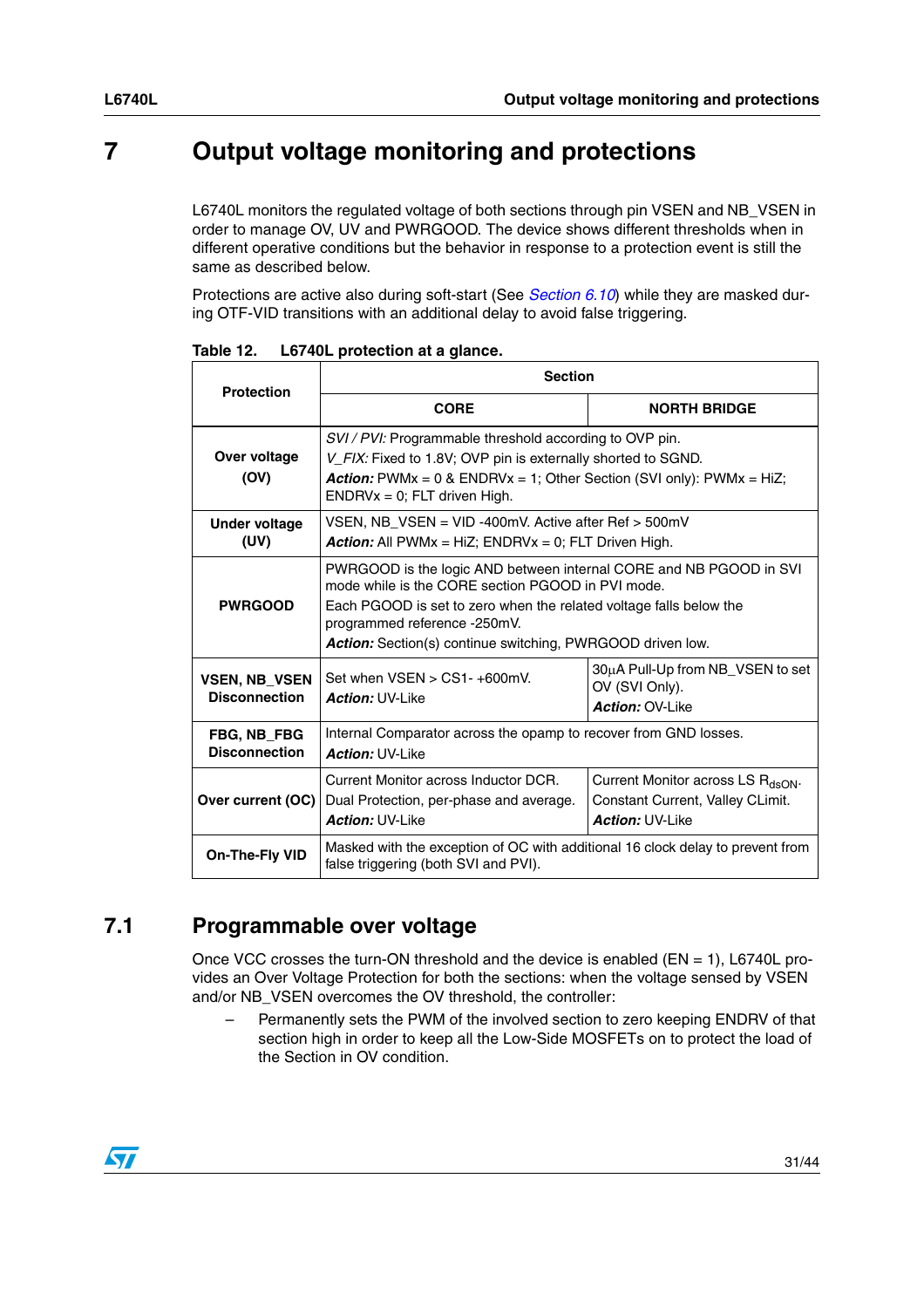# 7 Output voltage monitoring and protections

L6740L monitors the regulated voltage of both sections through pin VSEN and NB_VSEN in order to manage OV, UV and PWRGOOD. The device shows different thresholds when in different operative conditions but the behavior in response to a protection event is still the same as described below.

Protections are active also during soft-start (See *Section 6.10*) while they are masked during OTF-VID transitions with an additional delay to avoid false triggering.

**Table 12. L6740L protection at a glance.**

| Protection | Section | |
|---|---|---|
| | **CORE** | **NORTH BRIDGE** |
| **Over voltage (OV)** | *SVI / PVI:* Programmable threshold according to OVP pin.<br>*V_FIX:* Fixed to 1.8V; OVP pin is externally shorted to SGND.<br>***Action:*** PWMx = 0 & ENDRVx = 1; Other Section (SVI only): PWMx = HiZ; ENDRVx = 0; FLT driven High. | |
| **Under voltage (UV)** | VSEN, NB_VSEN = VID -400mV. Active after Ref > 500mV<br>***Action:*** All PWMx = HiZ; ENDRVx = 0; FLT Driven High. | |
| **PWRGOOD** | PWRGOOD is the logic AND between internal CORE and NB PGOOD in SVI mode while is the CORE section PGOOD in PVI mode.<br>Each PGOOD is set to zero when the related voltage falls below the programmed reference -250mV.<br>***Action:*** Section(s) continue switching, PWRGOOD driven low. | |
| **VSEN, NB_VSEN Disconnection** | Set when VSEN > CS1- +600mV.<br>***Action:*** UV-Like | 30µA Pull-Up from NB_VSEN to set OV (SVI Only).<br>***Action:*** OV-Like |
| **FBG, NB_FBG Disconnection** | Internal Comparator across the opamp to recover from GND losses.<br>***Action:*** UV-Like | |
| **Over current (OC)** | Current Monitor across Inductor DCR.<br>Dual Protection, per-phase and average.<br>***Action:*** UV-Like | Current Monitor across LS $R_{dsON}$.<br>Constant Current, Valley CLimit.<br>***Action:*** UV-Like |
| **On-The-Fly VID** | Masked with the exception of OC with additional 16 clock delay to prevent from false triggering (both SVI and PVI). | |

## 7.1 Programmable over voltage

Once VCC crosses the turn-ON threshold and the device is enabled (EN = 1), L6740L provides an Over Voltage Protection for both the sections: when the voltage sensed by VSEN and/or NB_VSEN overcomes the OV threshold, the controller:

– Permanently sets the PWM of the involved section to zero keeping ENDRV of that section high in order to keep all the Low-Side MOSFETs on to protect the load of the Section in OV condition.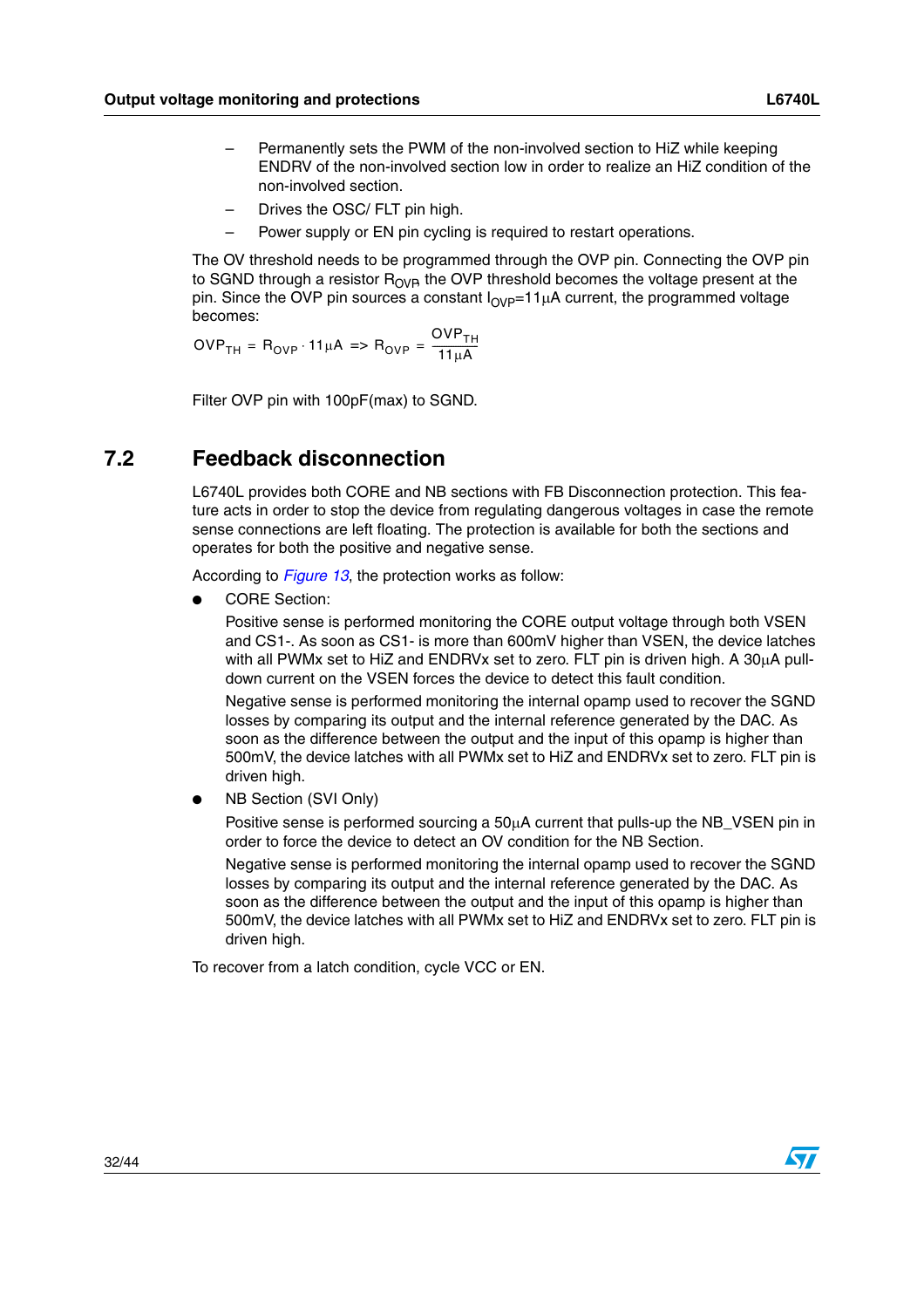– Permanently sets the PWM of the non-involved section to HiZ while keeping ENDRV of the non-involved section low in order to realize an HiZ condition of the non-involved section.

– Drives the OSC/ FLT pin high.

– Power supply or EN pin cycling is required to restart operations.

The OV threshold needs to be programmed through the OVP pin. Connecting the OVP pin to SGND through a resistor $R_{OVP}$ the OVP threshold becomes the voltage present at the pin. Since the OVP pin sources a constant $I_{OVP}$=11µA current, the programmed voltage becomes:

$$OVP_{TH} = R_{OVP} \cdot 11\mu A \;\; => \;\; R_{OVP} = \frac{OVP_{TH}}{11\mu A}$$

Filter OVP pin with 100pF(max) to SGND.

## 7.2 Feedback disconnection

L6740L provides both CORE and NB sections with FB Disconnection protection. This feature acts in order to stop the device from regulating dangerous voltages in case the remote sense connections are left floating. The protection is available for both the sections and operates for both the positive and negative sense.

According to *Figure 13*, the protection works as follow:

- CORE Section:

  Positive sense is performed monitoring the CORE output voltage through both VSEN and CS1-. As soon as CS1- is more than 600mV higher than VSEN, the device latches with all PWMx set to HiZ and ENDRVx set to zero. FLT pin is driven high. A 30µA pull-down current on the VSEN forces the device to detect this fault condition.

  Negative sense is performed monitoring the internal opamp used to recover the SGND losses by comparing its output and the internal reference generated by the DAC. As soon as the difference between the output and the input of this opamp is higher than 500mV, the device latches with all PWMx set to HiZ and ENDRVx set to zero. FLT pin is driven high.

- NB Section (SVI Only)

  Positive sense is performed sourcing a 50µA current that pulls-up the NB_VSEN pin in order to force the device to detect an OV condition for the NB Section.

  Negative sense is performed monitoring the internal opamp used to recover the SGND losses by comparing its output and the internal reference generated by the DAC. As soon as the difference between the output and the input of this opamp is higher than 500mV, the device latches with all PWMx set to HiZ and ENDRVx set to zero. FLT pin is driven high.

To recover from a latch condition, cycle VCC or EN.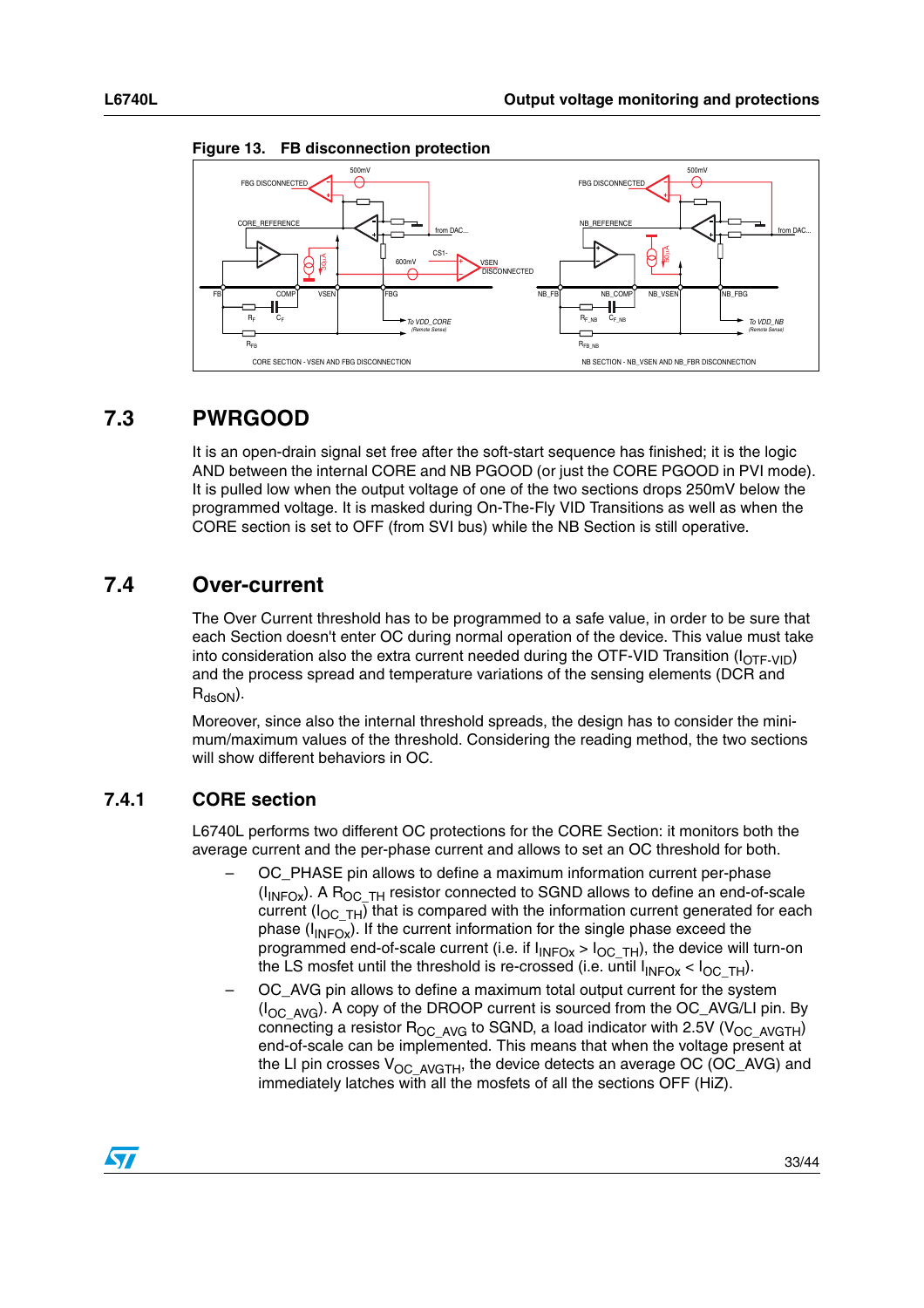**Figure 13. FB disconnection protection**

## 7.3 PWRGOOD

It is an open-drain signal set free after the soft-start sequence has finished; it is the logic AND between the internal CORE and NB PGOOD (or just the CORE PGOOD in PVI mode). It is pulled low when the output voltage of one of the two sections drops 250mV below the programmed voltage. It is masked during On-The-Fly VID Transitions as well as when the CORE section is set to OFF (from SVI bus) while the NB Section is still operative.

## 7.4 Over-current

The Over Current threshold has to be programmed to a safe value, in order to be sure that each Section doesn't enter OC during normal operation of the device. This value must take into consideration also the extra current needed during the OTF-VID Transition ($I_{OTF\text{-}VID}$) and the process spread and temperature variations of the sensing elements (DCR and $R_{dsON}$).

Moreover, since also the internal threshold spreads, the design has to consider the minimum/maximum values of the threshold. Considering the reading method, the two sections will show different behaviors in OC.

### 7.4.1 CORE section

L6740L performs two different OC protections for the CORE Section: it monitors both the average current and the per-phase current and allows to set an OC threshold for both.

- OC_PHASE pin allows to define a maximum information current per-phase ($I_{INFOx}$). A $R_{OC\_TH}$ resistor connected to SGND allows to define an end-of-scale current ($I_{OC\_TH}$) that is compared with the information current generated for each phase ($I_{INFOx}$). If the current information for the single phase exceed the programmed end-of-scale current (i.e. if $I_{INFOx} > I_{OC\_TH}$), the device will turn-on the LS mosfet until the threshold is re-crossed (i.e. until $I_{INFOx} < I_{OC\_TH}$).
- OC_AVG pin allows to define a maximum total output current for the system ($I_{OC\_AVG}$). A copy of the DROOP current is sourced from the OC_AVG/LI pin. By connecting a resistor $R_{OC\_AVG}$ to SGND, a load indicator with 2.5V ($V_{OC\_AVGTH}$) end-of-scale can be implemented. This means that when the voltage present at the LI pin crosses $V_{OC\_AVGTH}$, the device detects an average OC (OC_AVG) and immediately latches with all the mosfets of all the sections OFF (HiZ).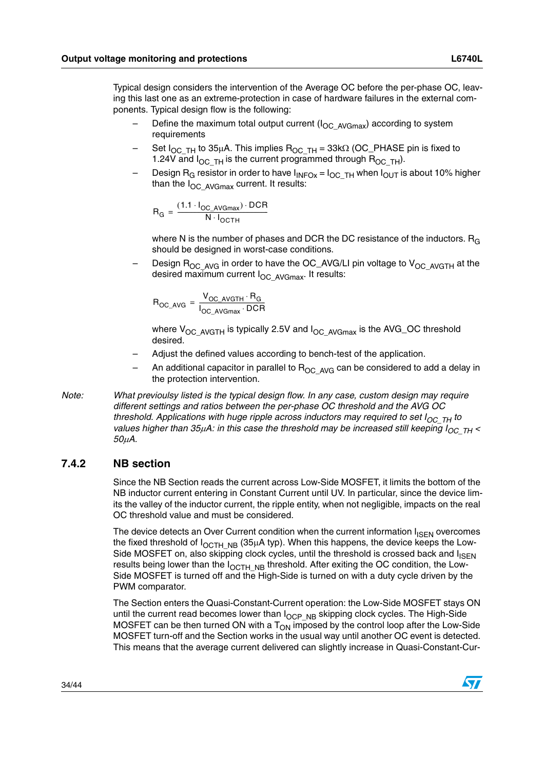Typical design considers the intervention of the Average OC before the per-phase OC, leaving this last one as an extreme-protection in case of hardware failures in the external components. Typical design flow is the following:

- Define the maximum total output current ($I_{OC\_AVGmax}$) according to system requirements
- Set $I_{OC\_TH}$ to 35µA. This implies $R_{OC\_TH}$ = 33kΩ (OC_PHASE pin is fixed to 1.24V and $I_{OC\_TH}$ is the current programmed through $R_{OC\_TH}$).
- Design $R_G$ resistor in order to have $I_{INFOx} = I_{OC\_TH}$ when $I_{OUT}$ is about 10% higher than the $I_{OC\_AVGmax}$ current. It results:

  $$R_G = \frac{(1.1 \cdot I_{OC\_AVGmax}) \cdot DCR}{N \cdot I_{OCTH}}$$

  where N is the number of phases and DCR the DC resistance of the inductors. $R_G$ should be designed in worst-case conditions.
- Design $R_{OC\_AVG}$ in order to have the OC_AVG/LI pin voltage to $V_{OC\_AVGTH}$ at the desired maximum current $I_{OC\_AVGmax}$. It results:

  $$R_{OC\_AVG} = \frac{V_{OC\_AVGTH} \cdot R_G}{I_{OC\_AVGmax} \cdot DCR}$$

  where $V_{OC\_AVGTH}$ is typically 2.5V and $I_{OC\_AVGmax}$ is the AVG_OC threshold desired.
- Adjust the defined values according to bench-test of the application.
- An additional capacitor in parallel to $R_{OC\_AVG}$ can be considered to add a delay in the protection intervention.

*Note: What previously listed is the typical design flow. In any case, custom design may require different settings and ratios between the per-phase OC threshold and the AVG OC threshold. Applications with huge ripple across inductors may required to set $I_{OC\_TH}$ to values higher than 35µA: in this case the threshold may be increased still keeping $I_{OC\_TH}$ < 50µA.*

### 7.4.2 NB section

Since the NB Section reads the current across Low-Side MOSFET, it limits the bottom of the NB inductor current entering in Constant Current until UV. In particular, since the device limits the valley of the inductor current, the ripple entity, when not negligible, impacts on the real OC threshold value and must be considered.

The device detects an Over Current condition when the current information $I_{ISEN}$ overcomes the fixed threshold of $I_{OCTH\_NB}$ (35µA typ). When this happens, the device keeps the Low-Side MOSFET on, also skipping clock cycles, until the threshold is crossed back and $I_{ISEN}$ results being lower than the $I_{OCTH\_NB}$ threshold. After exiting the OC condition, the Low-Side MOSFET is turned off and the High-Side is turned on with a duty cycle driven by the PWM comparator.

The Section enters the Quasi-Constant-Current operation: the Low-Side MOSFET stays ON until the current read becomes lower than $I_{OCP\_NB}$ skipping clock cycles. The High-Side MOSFET can be then turned ON with a $T_{ON}$ imposed by the control loop after the Low-Side MOSFET turn-off and the Section works in the usual way until another OC event is detected. This means that the average current delivered can slightly increase in Quasi-Constant-Cur-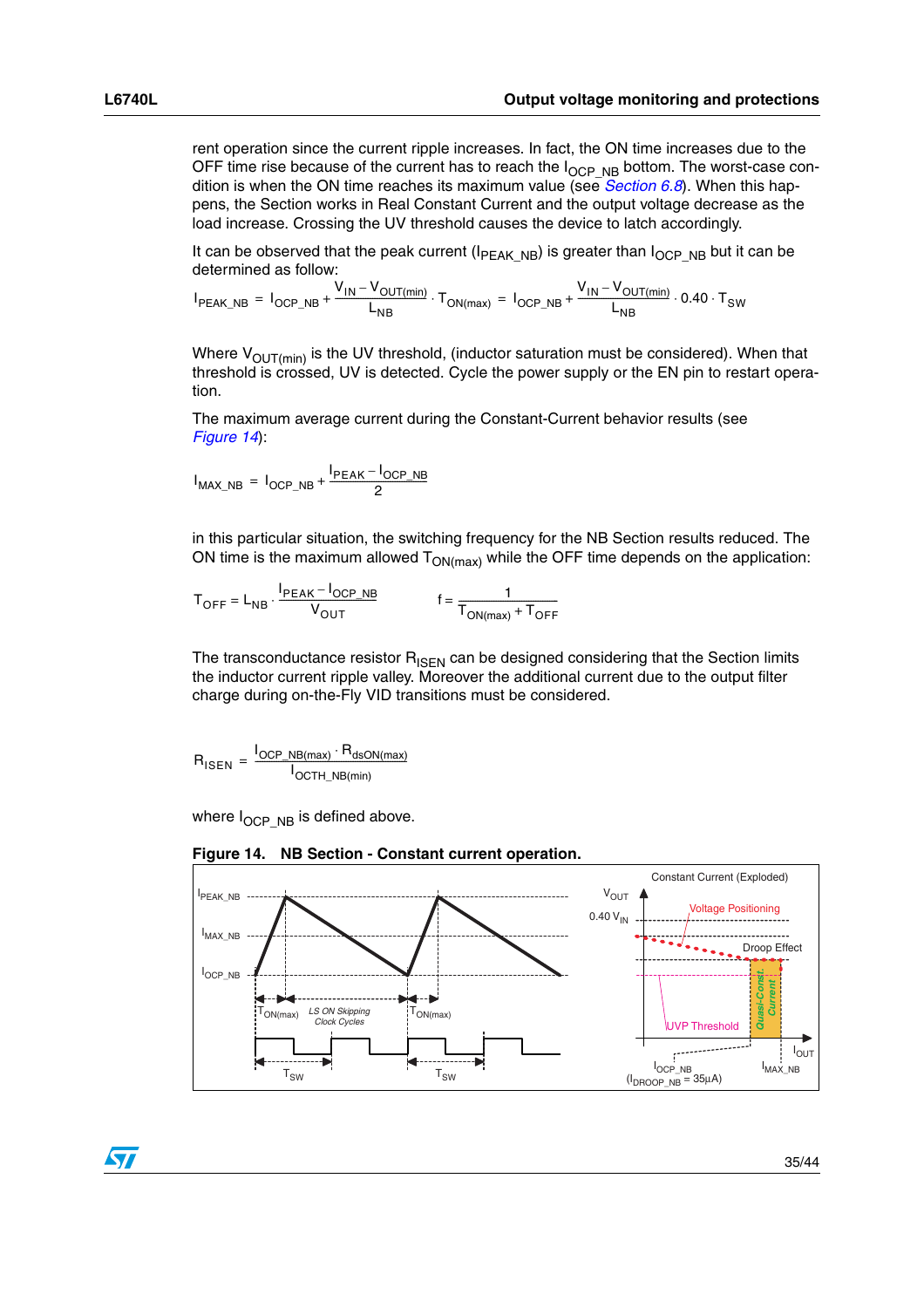rent operation since the current ripple increases. In fact, the ON time increases due to the OFF time rise because of the current has to reach the $I_{OCP\_NB}$ bottom. The worst-case condition is when the ON time reaches its maximum value (see *Section 6.8*). When this happens, the Section works in Real Constant Current and the output voltage decrease as the load increase. Crossing the UV threshold causes the device to latch accordingly.

It can be observed that the peak current ($I_{PEAK\_NB}$) is greater than $I_{OCP\_NB}$ but it can be determined as follow:

$$I_{PEAK\_NB} = I_{OCP\_NB} + \frac{V_{IN} - V_{OUT(min)}}{L_{NB}} \cdot T_{ON(max)} = I_{OCP\_NB} + \frac{V_{IN} - V_{OUT(min)}}{L_{NB}} \cdot 0.40 \cdot T_{SW}$$

Where $V_{OUT(min)}$ is the UV threshold, (inductor saturation must be considered). When that threshold is crossed, UV is detected. Cycle the power supply or the EN pin to restart operation.

The maximum average current during the Constant-Current behavior results (see *Figure 14*):

$$I_{MAX\_NB} = I_{OCP\_NB} + \frac{I_{PEAK} - I_{OCP\_NB}}{2}$$

in this particular situation, the switching frequency for the NB Section results reduced. The ON time is the maximum allowed $T_{ON(max)}$ while the OFF time depends on the application:

$$T_{OFF} = L_{NB} \cdot \frac{I_{PEAK} - I_{OCP\_NB}}{V_{OUT}} \qquad f = \frac{1}{T_{ON(max)} + T_{OFF}}$$

The transconductance resistor $R_{ISEN}$ can be designed considering that the Section limits the inductor current ripple valley. Moreover the additional current due to the output filter charge during on-the-Fly VID transitions must be considered.

$$R_{ISEN} = \frac{I_{OCP\_NB(max)} \cdot R_{dsON(max)}}{I_{OCTH\_NB(min)}}$$

where $I_{OCP\_NB}$ is defined above.

**Figure 14. NB Section - Constant current operation.**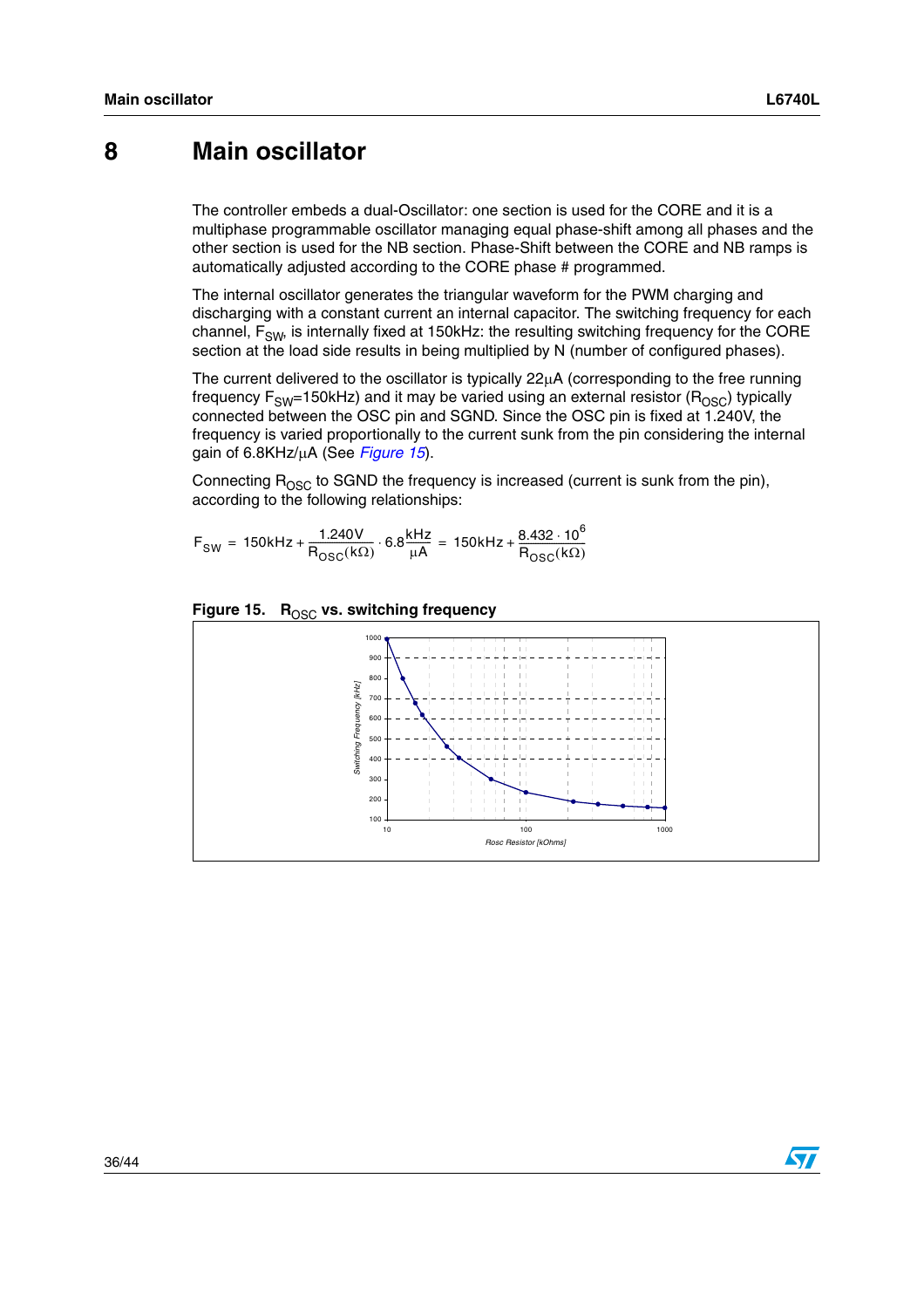# 8 Main oscillator

The controller embeds a dual-Oscillator: one section is used for the CORE and it is a multiphase programmable oscillator managing equal phase-shift among all phases and the other section is used for the NB section. Phase-Shift between the CORE and NB ramps is automatically adjusted according to the CORE phase # programmed.

The internal oscillator generates the triangular waveform for the PWM charging and discharging with a constant current an internal capacitor. The switching frequency for each channel, $F_{SW}$, is internally fixed at 150kHz: the resulting switching frequency for the CORE section at the load side results in being multiplied by N (number of configured phases).

The current delivered to the oscillator is typically 22µA (corresponding to the free running frequency $F_{SW}$=150kHz) and it may be varied using an external resistor ($R_{OSC}$) typically connected between the OSC pin and SGND. Since the OSC pin is fixed at 1.240V, the frequency is varied proportionally to the current sunk from the pin considering the internal gain of 6.8KHz/µA (See *Figure 15*).

Connecting $R_{OSC}$ to SGND the frequency is increased (current is sunk from the pin), according to the following relationships:

$$F_{SW} = 150\text{kHz} + \frac{1.240\text{V}}{R_{OSC}(\text{k}\Omega)} \cdot 6.8\frac{\text{kHz}}{\mu\text{A}} = 150\text{kHz} + \frac{8.432 \cdot 10^6}{R_{OSC}(\text{k}\Omega)}$$

**Figure 15. $R_{OSC}$ vs. switching frequency**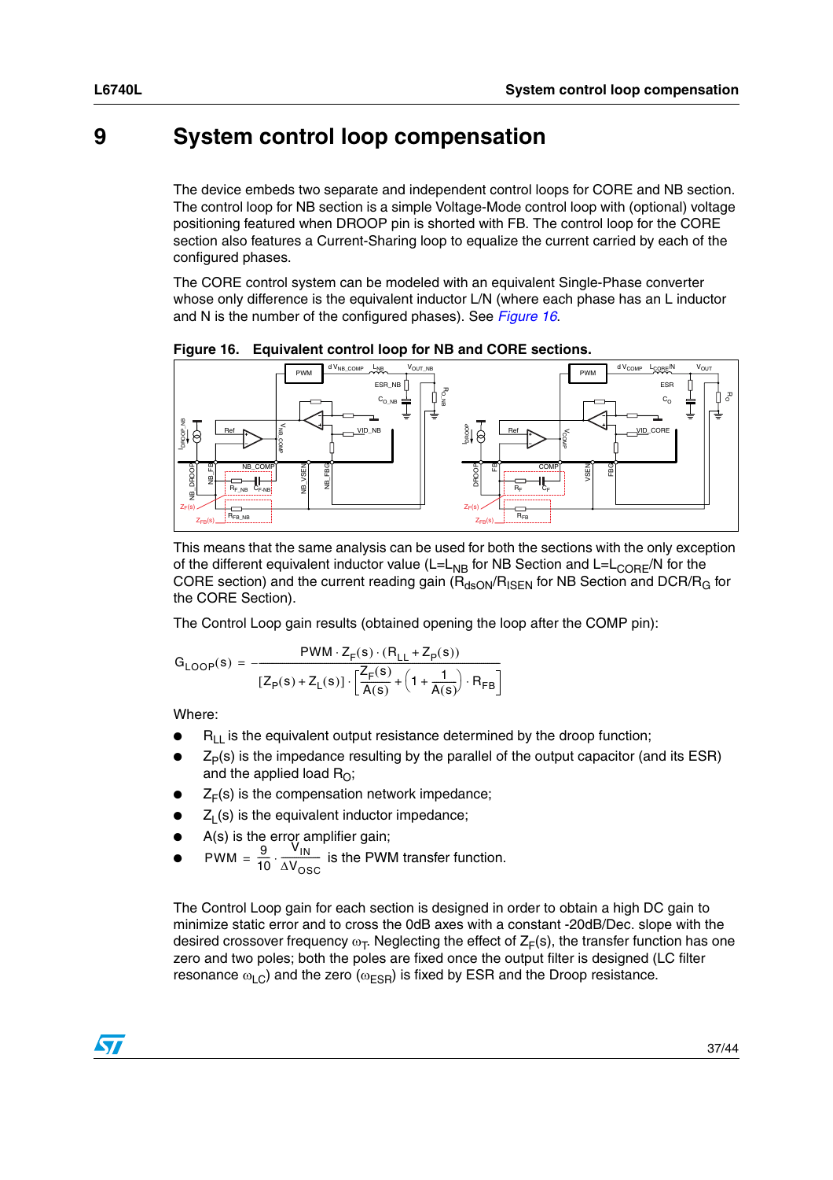# 9 System control loop compensation

The device embeds two separate and independent control loops for CORE and NB section. The control loop for NB section is a simple Voltage-Mode control loop with (optional) voltage positioning featured when DROOP pin is shorted with FB. The control loop for the CORE section also features a Current-Sharing loop to equalize the current carried by each of the configured phases.

The CORE control system can be modeled with an equivalent Single-Phase converter whose only difference is the equivalent inductor L/N (where each phase has an L inductor and N is the number of the configured phases). See *Figure 16*.

**Figure 16. Equivalent control loop for NB and CORE sections.**

This means that the same analysis can be used for both the sections with the only exception of the different equivalent inductor value ($L=L_{NB}$ for NB Section and $L=L_{CORE}/N$ for the CORE section) and the current reading gain ($R_{dsON}/R_{ISEN}$ for NB Section and $DCR/R_G$ for the CORE Section).

The Control Loop gain results (obtained opening the loop after the COMP pin):

$$G_{LOOP}(s) = -\frac{PWM \cdot Z_F(s) \cdot (R_{LL} + Z_P(s))}{[Z_P(s) + Z_L(s)] \cdot \left[\frac{Z_F(s)}{A(s)} + \left(1 + \frac{1}{A(s)}\right) \cdot R_{FB}\right]}$$

Where:

- $R_{LL}$ is the equivalent output resistance determined by the droop function;
- $Z_P(s)$ is the impedance resulting by the parallel of the output capacitor (and its ESR) and the applied load $R_O$;
- $Z_F(s)$ is the compensation network impedance;
- $Z_L(s)$ is the equivalent inductor impedance;
- A(s) is the error amplifier gain;
- $PWM = \frac{9}{10} \cdot \frac{V_{IN}}{\Delta V_{OSC}}$ is the PWM transfer function.

The Control Loop gain for each section is designed in order to obtain a high DC gain to minimize static error and to cross the 0dB axes with a constant -20dB/Dec. slope with the desired crossover frequency $\omega_T$. Neglecting the effect of $Z_F(s)$, the transfer function has one zero and two poles; both the poles are fixed once the output filter is designed (LC filter resonance $\omega_{LC}$) and the zero ($\omega_{ESR}$) is fixed by ESR and the Droop resistance.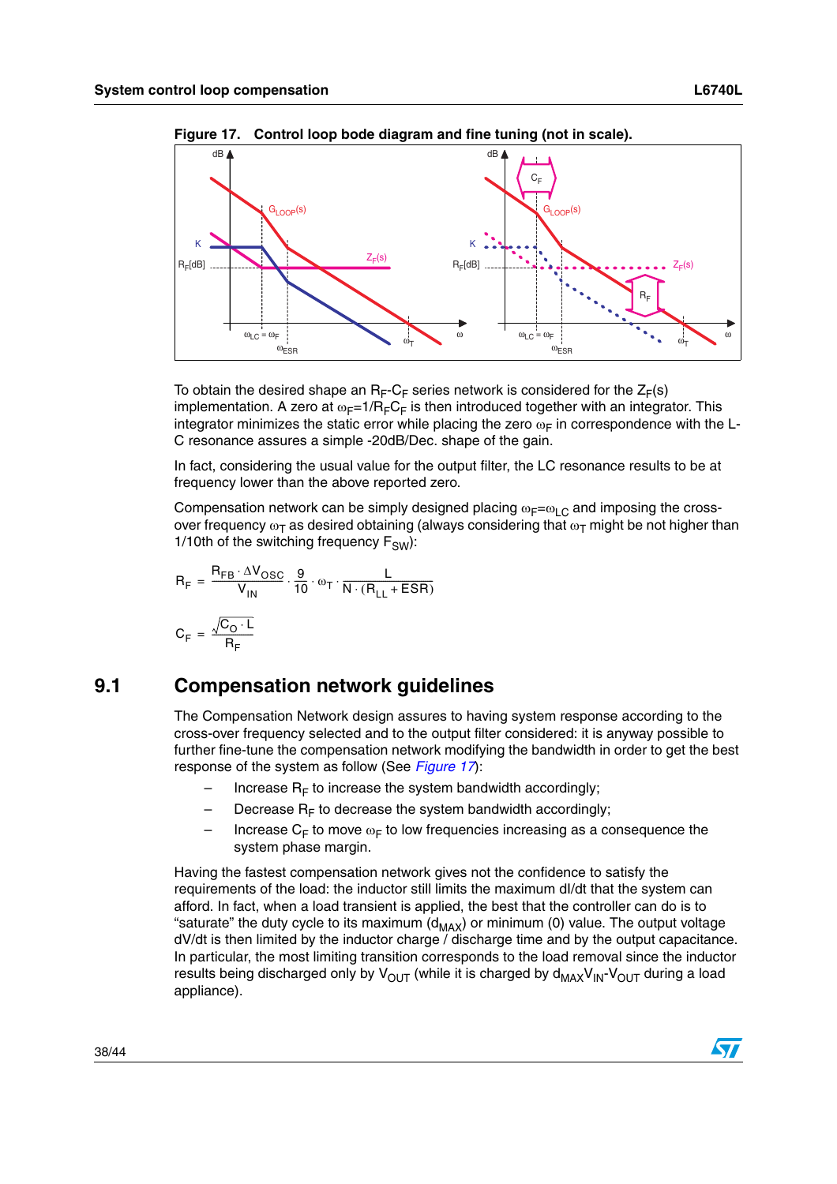**Figure 17. Control loop bode diagram and fine tuning (not in scale).**

To obtain the desired shape an $R_F$-$C_F$ series network is considered for the $Z_F(s)$ implementation. A zero at $\omega_F=1/R_FC_F$ is then introduced together with an integrator. This integrator minimizes the static error while placing the zero $\omega_F$ in correspondence with the L-C resonance assures a simple -20dB/Dec. shape of the gain.

In fact, considering the usual value for the output filter, the LC resonance results to be at frequency lower than the above reported zero.

Compensation network can be simply designed placing $\omega_F=\omega_{LC}$ and imposing the cross-over frequency $\omega_T$ as desired obtaining (always considering that $\omega_T$ might be not higher than 1/10th of the switching frequency $F_{SW}$):

$$R_F = \frac{R_{FB} \cdot \Delta V_{OSC}}{V_{IN}} \cdot \frac{9}{10} \cdot \omega_T \cdot \frac{L}{N \cdot (R_{LL} + ESR)}$$

$$C_F = \frac{\sqrt{C_O \cdot L}}{R_F}$$

## 9.1 Compensation network guidelines

The Compensation Network design assures to having system response according to the cross-over frequency selected and to the output filter considered: it is anyway possible to further fine-tune the compensation network modifying the bandwidth in order to get the best response of the system as follow (See *Figure 17*):

- Increase $R_F$ to increase the system bandwidth accordingly;
- Decrease $R_F$ to decrease the system bandwidth accordingly;
- Increase $C_F$ to move $\omega_F$ to low frequencies increasing as a consequence the system phase margin.

Having the fastest compensation network gives not the confidence to satisfy the requirements of the load: the inductor still limits the maximum dI/dt that the system can afford. In fact, when a load transient is applied, the best that the controller can do is to "saturate" the duty cycle to its maximum ($d_{MAX}$) or minimum (0) value. The output voltage dV/dt is then limited by the inductor charge / discharge time and by the output capacitance. In particular, the most limiting transition corresponds to the load removal since the inductor results being discharged only by $V_{OUT}$ (while it is charged by $d_{MAX}V_{IN}$-$V_{OUT}$ during a load appliance).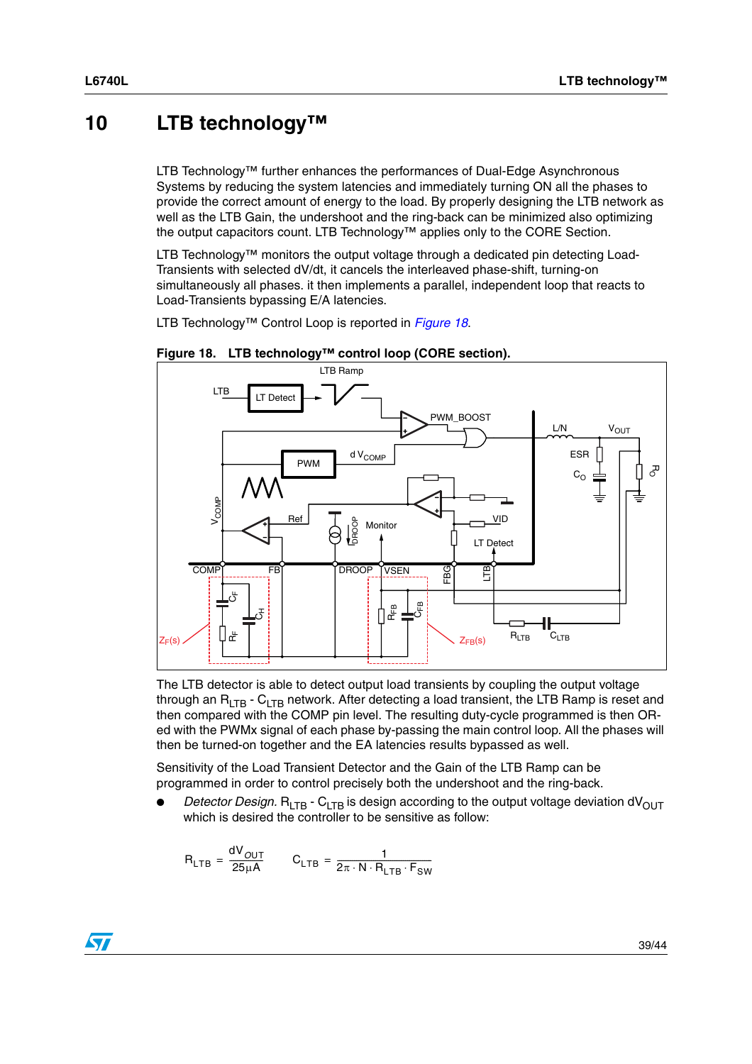# 10 LTB technology™

LTB Technology™ further enhances the performances of Dual-Edge Asynchronous Systems by reducing the system latencies and immediately turning ON all the phases to provide the correct amount of energy to the load. By properly designing the LTB network as well as the LTB Gain, the undershoot and the ring-back can be minimized also optimizing the output capacitors count. LTB Technology™ applies only to the CORE Section.

LTB Technology™ monitors the output voltage through a dedicated pin detecting Load-Transients with selected dV/dt, it cancels the interleaved phase-shift, turning-on simultaneously all phases. it then implements a parallel, independent loop that reacts to Load-Transients bypassing E/A latencies.

LTB Technology™ Control Loop is reported in *Figure 18*.

**Figure 18. LTB technology™ control loop (CORE section).**

The LTB detector is able to detect output load transients by coupling the output voltage through an $R_{LTB}$ - $C_{LTB}$ network. After detecting a load transient, the LTB Ramp is reset and then compared with the COMP pin level. The resulting duty-cycle programmed is then OR-ed with the PWMx signal of each phase by-passing the main control loop. All the phases will then be turned-on together and the EA latencies results bypassed as well.

Sensitivity of the Load Transient Detector and the Gain of the LTB Ramp can be programmed in order to control precisely both the undershoot and the ring-back.

- *Detector Design.* $R_{LTB}$ - $C_{LTB}$ is design according to the output voltage deviation $dV_{OUT}$ which is desired the controller to be sensitive as follow:

$$R_{LTB} = \frac{dV_{OUT}}{25\mu A} \qquad C_{LTB} = \frac{1}{2\pi \cdot N \cdot R_{LTB} \cdot F_{SW}}$$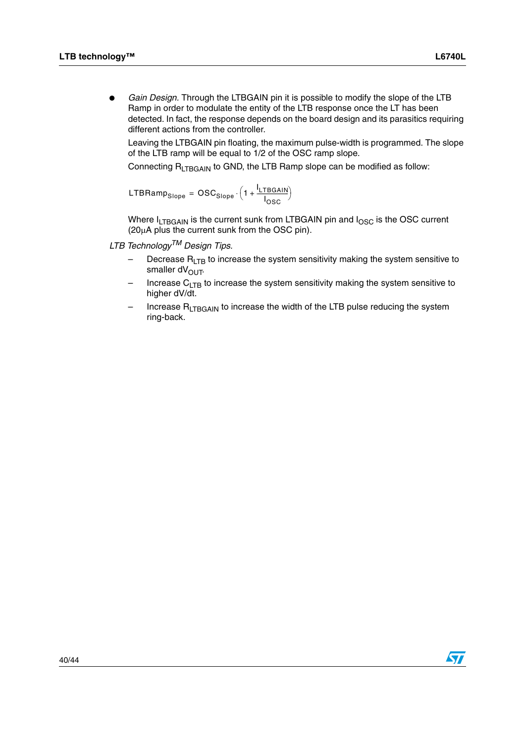- *Gain Design.* Through the LTBGAIN pin it is possible to modify the slope of the LTB Ramp in order to modulate the entity of the LTB response once the LT has been detected. In fact, the response depends on the board design and its parasitics requiring different actions from the controller.

  Leaving the LTBGAIN pin floating, the maximum pulse-width is programmed. The slope of the LTB ramp will be equal to 1/2 of the OSC ramp slope.

  Connecting $R_{LTBGAIN}$ to GND, the LTB Ramp slope can be modified as follow:

$$LTBRamp_{Slope} = OSC_{Slope} \cdot \left(1 + \frac{I_{LTBGAIN}}{I_{OSC}}\right)$$

  Where $I_{LTBGAIN}$ is the current sunk from LTBGAIN pin and $I_{OSC}$ is the OSC current (20µA plus the current sunk from the OSC pin).

*LTB Technology™ Design Tips.*

  - Decrease $R_{LTB}$ to increase the system sensitivity making the system sensitive to smaller $dV_{OUT}$.
  - Increase $C_{LTB}$ to increase the system sensitivity making the system sensitive to higher dV/dt.
  - Increase $R_{LTBGAIN}$ to increase the width of the LTB pulse reducing the system ring-back.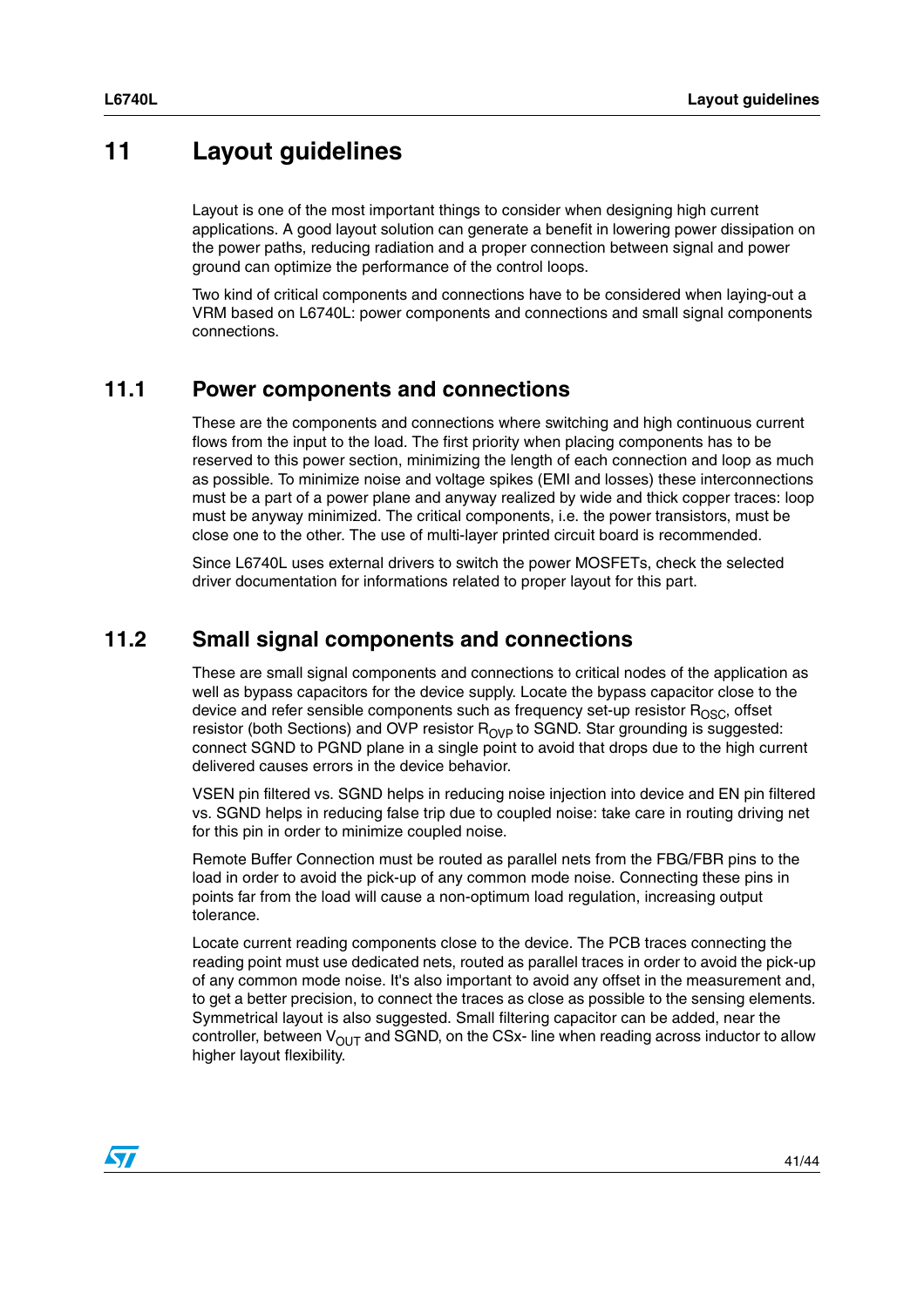# 11 Layout guidelines

Layout is one of the most important things to consider when designing high current applications. A good layout solution can generate a benefit in lowering power dissipation on the power paths, reducing radiation and a proper connection between signal and power ground can optimize the performance of the control loops.

Two kind of critical components and connections have to be considered when laying-out a VRM based on L6740L: power components and connections and small signal components connections.

## 11.1 Power components and connections

These are the components and connections where switching and high continuous current flows from the input to the load. The first priority when placing components has to be reserved to this power section, minimizing the length of each connection and loop as much as possible. To minimize noise and voltage spikes (EMI and losses) these interconnections must be a part of a power plane and anyway realized by wide and thick copper traces: loop must be anyway minimized. The critical components, i.e. the power transistors, must be close one to the other. The use of multi-layer printed circuit board is recommended.

Since L6740L uses external drivers to switch the power MOSFETs, check the selected driver documentation for informations related to proper layout for this part.

## 11.2 Small signal components and connections

These are small signal components and connections to critical nodes of the application as well as bypass capacitors for the device supply. Locate the bypass capacitor close to the device and refer sensible components such as frequency set-up resistor $R_{OSC}$, offset resistor (both Sections) and OVP resistor $R_{OVP}$ to SGND. Star grounding is suggested: connect SGND to PGND plane in a single point to avoid that drops due to the high current delivered causes errors in the device behavior.

VSEN pin filtered vs. SGND helps in reducing noise injection into device and EN pin filtered vs. SGND helps in reducing false trip due to coupled noise: take care in routing driving net for this pin in order to minimize coupled noise.

Remote Buffer Connection must be routed as parallel nets from the FBG/FBR pins to the load in order to avoid the pick-up of any common mode noise. Connecting these pins in points far from the load will cause a non-optimum load regulation, increasing output tolerance.

Locate current reading components close to the device. The PCB traces connecting the reading point must use dedicated nets, routed as parallel traces in order to avoid the pick-up of any common mode noise. It's also important to avoid any offset in the measurement and, to get a better precision, to connect the traces as close as possible to the sensing elements. Symmetrical layout is also suggested. Small filtering capacitor can be added, near the controller, between $V_{OUT}$ and SGND, on the CSx- line when reading across inductor to allow higher layout flexibility.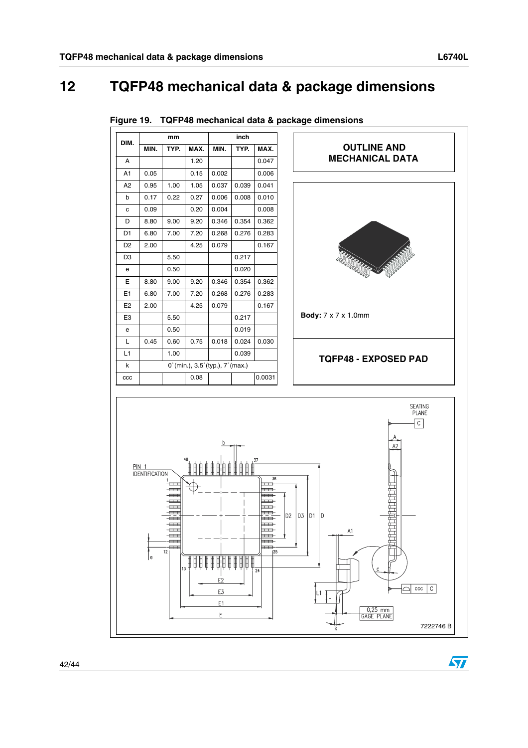# 12 TQFP48 mechanical data & package dimensions

**Figure 19. TQFP48 mechanical data & package dimensions**

| DIM. | mm | | | inch | | |
|---|---|---|---|---|---|---|
| | MIN. | TYP. | MAX. | MIN. | TYP. | MAX. |
| A | | | 1.20 | | | 0.047 |
| A1 | 0.05 | | 0.15 | 0.002 | | 0.006 |
| A2 | 0.95 | 1.00 | 1.05 | 0.037 | 0.039 | 0.041 |
| b | 0.17 | 0.22 | 0.27 | 0.006 | 0.008 | 0.010 |
| c | 0.09 | | 0.20 | 0.004 | | 0.008 |
| D | 8.80 | 9.00 | 9.20 | 0.346 | 0.354 | 0.362 |
| D1 | 6.80 | 7.00 | 7.20 | 0.268 | 0.276 | 0.283 |
| D2 | 2.00 | | 4.25 | 0.079 | | 0.167 |
| D3 | | 5.50 | | | 0.217 | |
| e | | 0.50 | | | 0.020 | |
| E | 8.80 | 9.00 | 9.20 | 0.346 | 0.354 | 0.362 |
| E1 | 6.80 | 7.00 | 7.20 | 0.268 | 0.276 | 0.283 |
| E2 | 2.00 | | 4.25 | 0.079 | | 0.167 |
| E3 | | 5.50 | | | 0.217 | |
| e | | 0.50 | | | 0.019 | |
| L | 0.45 | 0.60 | 0.75 | 0.018 | 0.024 | 0.030 |
| L1 | | 1.00 | | | 0.039 | |
| k | 0˚(min.), 3.5˚(typ.), 7˚(max.) | | | | | |
| ccc | | | 0.08 | | | 0.0031 |

**OUTLINE AND MECHANICAL DATA**

**Body:** 7 x 7 x 1.0mm

**TQFP48 - EXPOSED PAD**

7222746 B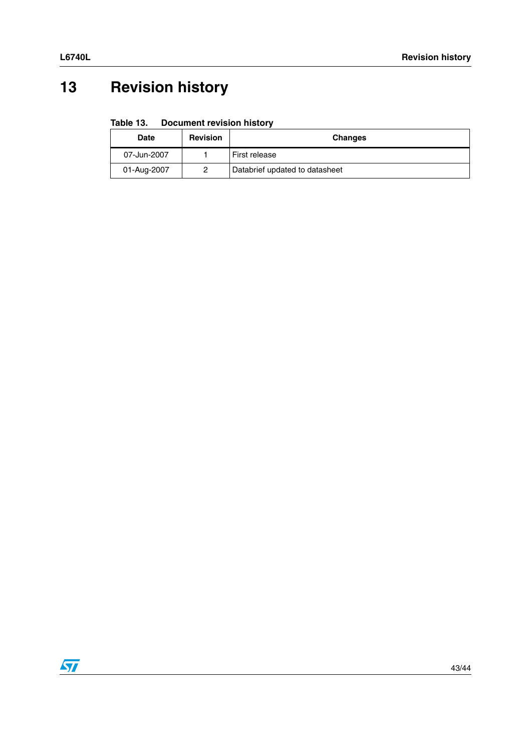# 13 Revision history

**Table 13. Document revision history**

| Date | Revision | Changes |
|---|---|---|
| 07-Jun-2007 | 1 | First release |
| 01-Aug-2007 | 2 | Databrief updated to datasheet |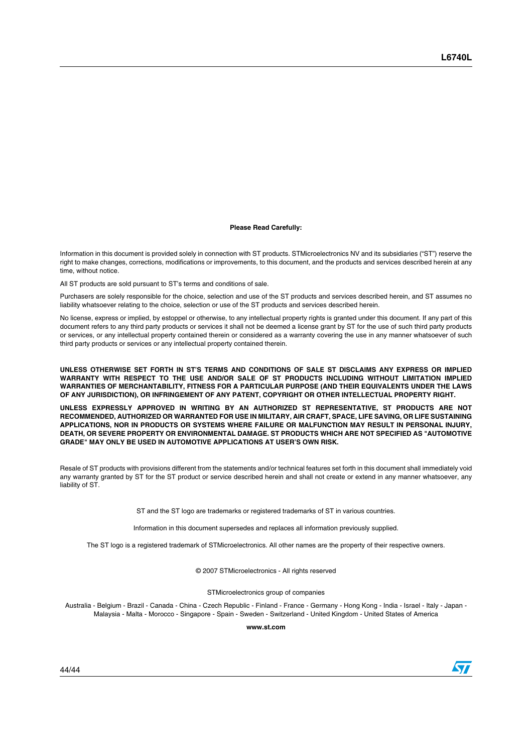**Please Read Carefully:**

Information in this document is provided solely in connection with ST products. STMicroelectronics NV and its subsidiaries ("ST") reserve the right to make changes, corrections, modifications or improvements, to this document, and the products and services described herein at any time, without notice.

All ST products are sold pursuant to ST's terms and conditions of sale.

Purchasers are solely responsible for the choice, selection and use of the ST products and services described herein, and ST assumes no liability whatsoever relating to the choice, selection or use of the ST products and services described herein.

No license, express or implied, by estoppel or otherwise, to any intellectual property rights is granted under this document. If any part of this document refers to any third party products or services it shall not be deemed a license grant by ST for the use of such third party products or services, or any intellectual property contained therein or considered as a warranty covering the use in any manner whatsoever of such third party products or services or any intellectual property contained therein.

**UNLESS OTHERWISE SET FORTH IN ST'S TERMS AND CONDITIONS OF SALE ST DISCLAIMS ANY EXPRESS OR IMPLIED WARRANTY WITH RESPECT TO THE USE AND/OR SALE OF ST PRODUCTS INCLUDING WITHOUT LIMITATION IMPLIED WARRANTIES OF MERCHANTABILITY, FITNESS FOR A PARTICULAR PURPOSE (AND THEIR EQUIVALENTS UNDER THE LAWS OF ANY JURISDICTION), OR INFRINGEMENT OF ANY PATENT, COPYRIGHT OR OTHER INTELLECTUAL PROPERTY RIGHT.**

**UNLESS EXPRESSLY APPROVED IN WRITING BY AN AUTHORIZED ST REPRESENTATIVE, ST PRODUCTS ARE NOT RECOMMENDED, AUTHORIZED OR WARRANTED FOR USE IN MILITARY, AIR CRAFT, SPACE, LIFE SAVING, OR LIFE SUSTAINING APPLICATIONS, NOR IN PRODUCTS OR SYSTEMS WHERE FAILURE OR MALFUNCTION MAY RESULT IN PERSONAL INJURY, DEATH, OR SEVERE PROPERTY OR ENVIRONMENTAL DAMAGE. ST PRODUCTS WHICH ARE NOT SPECIFIED AS "AUTOMOTIVE GRADE" MAY ONLY BE USED IN AUTOMOTIVE APPLICATIONS AT USER'S OWN RISK.**

Resale of ST products with provisions different from the statements and/or technical features set forth in this document shall immediately void any warranty granted by ST for the ST product or service described herein and shall not create or extend in any manner whatsoever, any liability of ST.

ST and the ST logo are trademarks or registered trademarks of ST in various countries.

Information in this document supersedes and replaces all information previously supplied.

The ST logo is a registered trademark of STMicroelectronics. All other names are the property of their respective owners.

© 2007 STMicroelectronics - All rights reserved

STMicroelectronics group of companies

Australia - Belgium - Brazil - Canada - China - Czech Republic - Finland - France - Germany - Hong Kong - India - Israel - Italy - Japan - Malaysia - Malta - Morocco - Singapore - Spain - Sweden - Switzerland - United Kingdom - United States of America

**www.st.com**